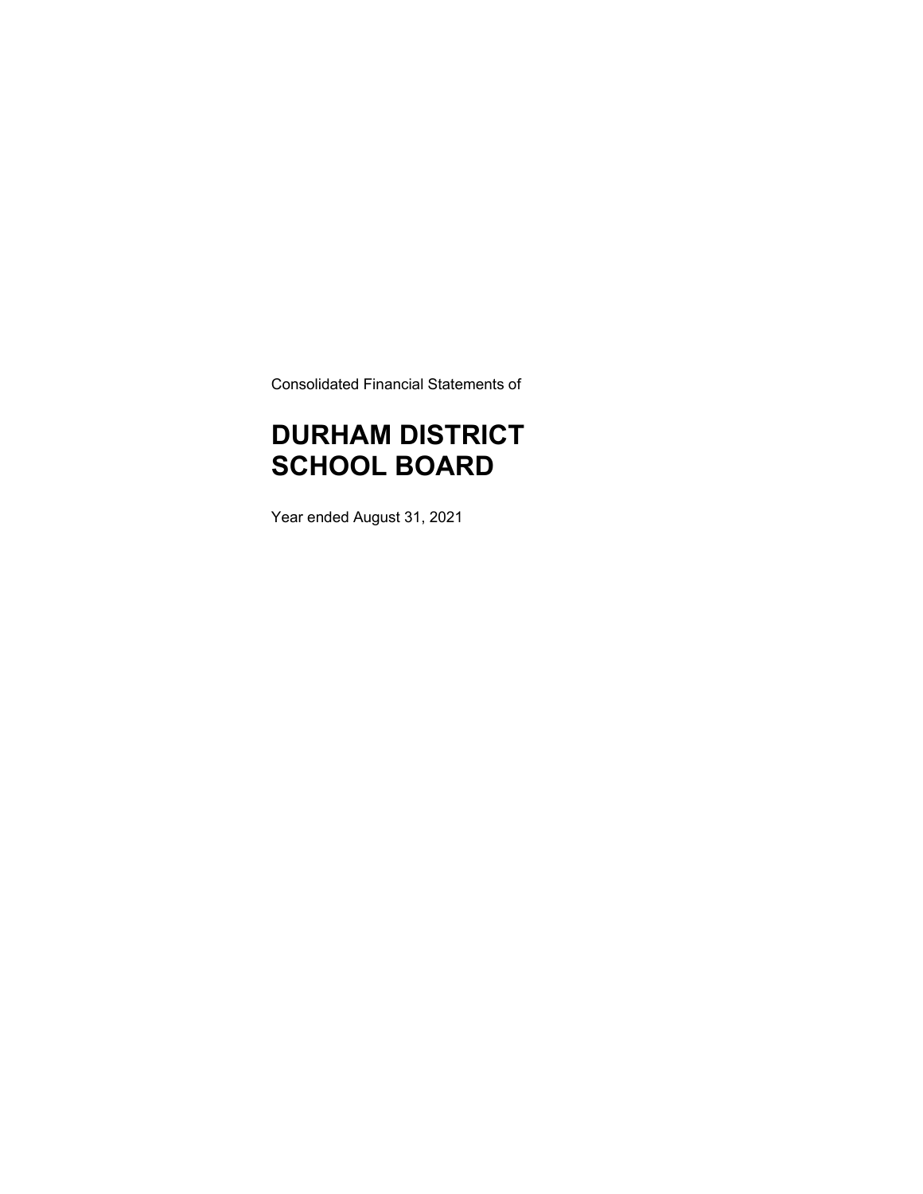Consolidated Financial Statements of

# DURHAM DISTRICT SCHOOL BOARD

Year ended August 31, 2021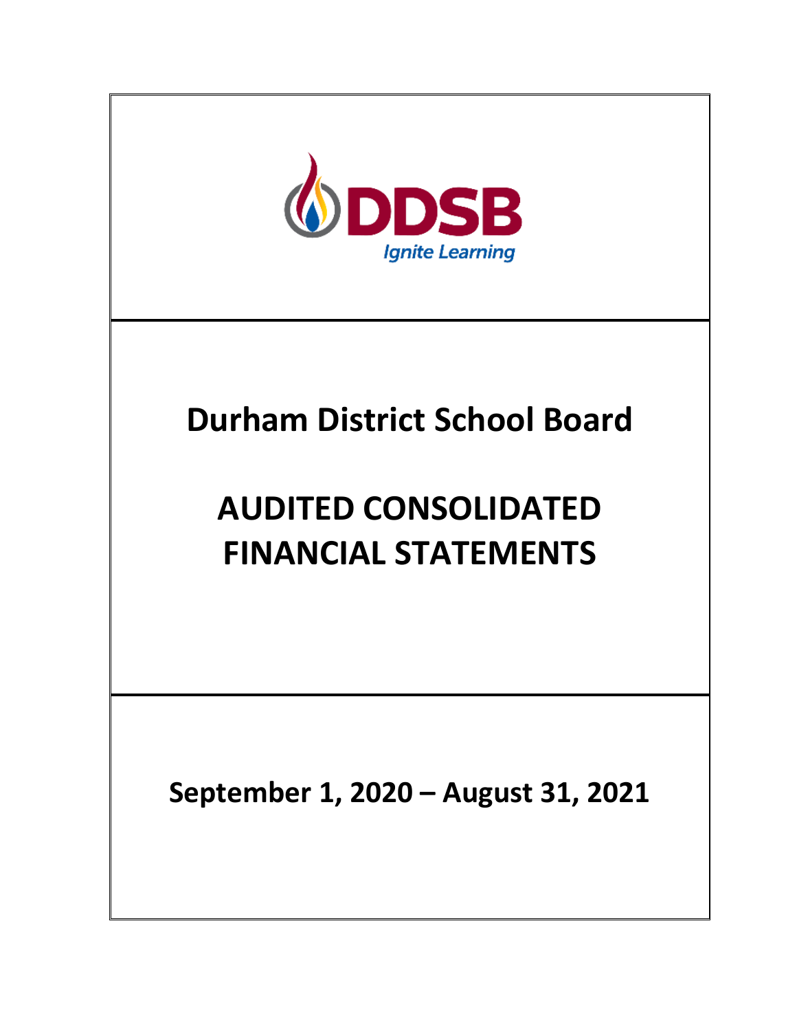DDSB

*Ignite Learning*

# Durham District School Board

# AUDITED CONSOLIDATED FINANCIAL STATEMENTS

**September 1, 2020 – August 31, 2021**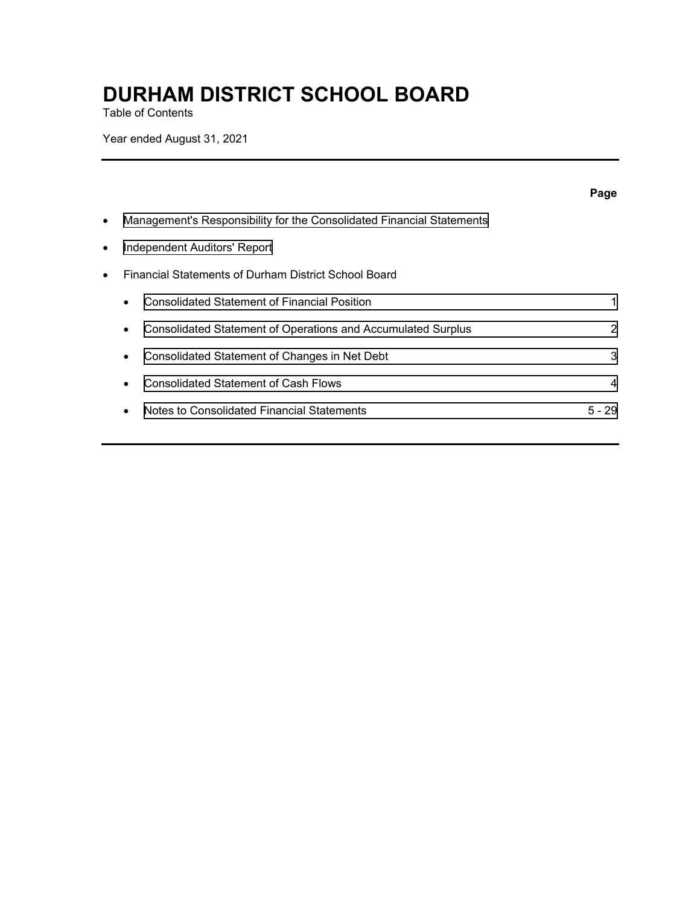# DURHAM DISTRICT SCHOOL BOARD

Table of Contents

Year ended August 31, 2021

| | Page |
|---|---|
| • Management's Responsibility for the Consolidated Financial Statements | |
| • Independent Auditors' Report | |
| • Financial Statements of Durham District School Board | |
| &nbsp;&nbsp;&nbsp;&nbsp;• Consolidated Statement of Financial Position | 1 |
| &nbsp;&nbsp;&nbsp;&nbsp;• Consolidated Statement of Operations and Accumulated Surplus | 2 |
| &nbsp;&nbsp;&nbsp;&nbsp;• Consolidated Statement of Changes in Net Debt | 3 |
| &nbsp;&nbsp;&nbsp;&nbsp;• Consolidated Statement of Cash Flows | 4 |
| &nbsp;&nbsp;&nbsp;&nbsp;• Notes to Consolidated Financial Statements | 5 - 29 |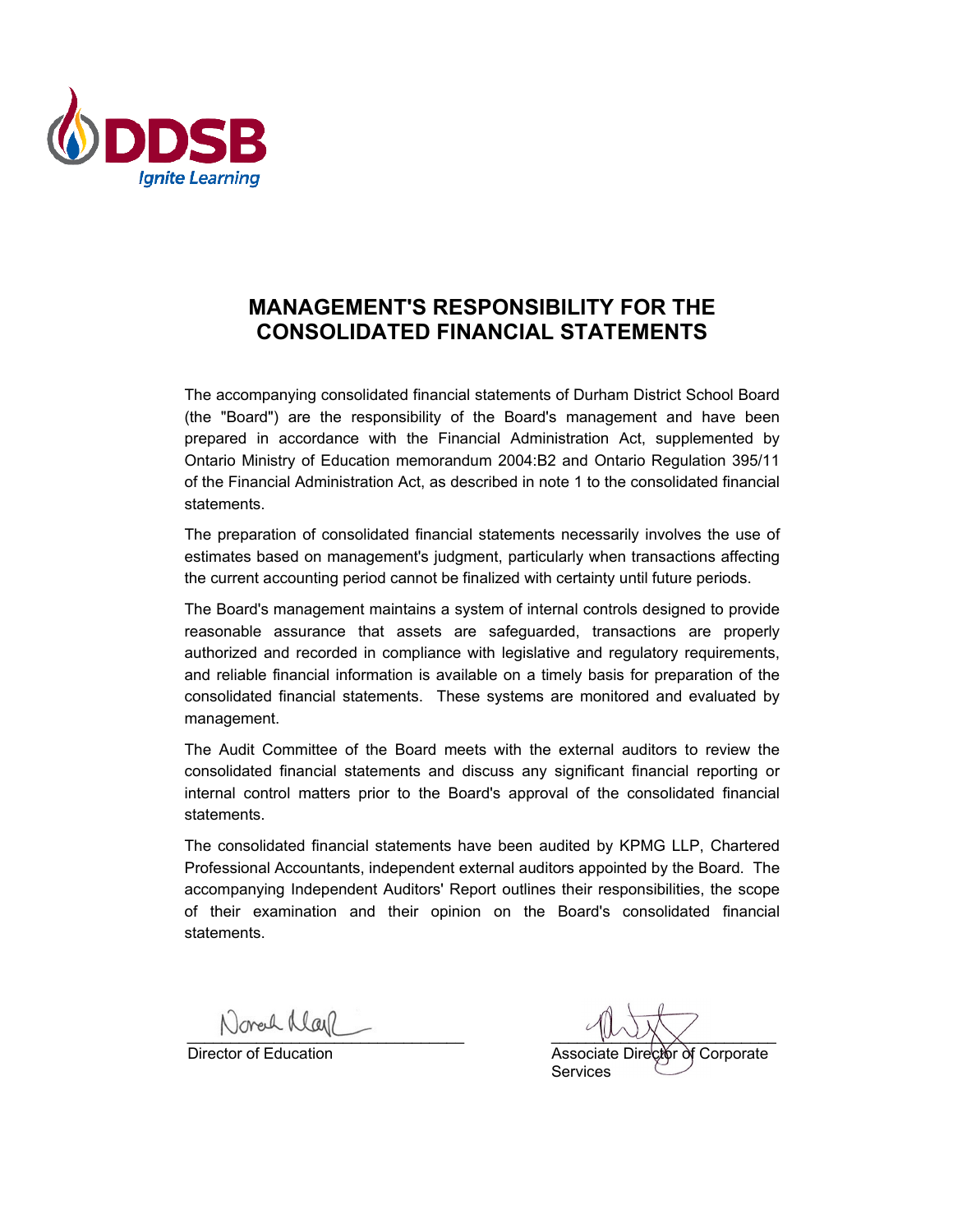DDSB

Ignite Learning

# MANAGEMENT'S RESPONSIBILITY FOR THE CONSOLIDATED FINANCIAL STATEMENTS

The accompanying consolidated financial statements of Durham District School Board (the "Board") are the responsibility of the Board's management and have been prepared in accordance with the Financial Administration Act, supplemented by Ontario Ministry of Education memorandum 2004:B2 and Ontario Regulation 395/11 of the Financial Administration Act, as described in note 1 to the consolidated financial statements.

The preparation of consolidated financial statements necessarily involves the use of estimates based on management's judgment, particularly when transactions affecting the current accounting period cannot be finalized with certainty until future periods.

The Board's management maintains a system of internal controls designed to provide reasonable assurance that assets are safeguarded, transactions are properly authorized and recorded in compliance with legislative and regulatory requirements, and reliable financial information is available on a timely basis for preparation of the consolidated financial statements. These systems are monitored and evaluated by management.

The Audit Committee of the Board meets with the external auditors to review the consolidated financial statements and discuss any significant financial reporting or internal control matters prior to the Board's approval of the consolidated financial statements.

The consolidated financial statements have been audited by KPMG LLP, Chartered Professional Accountants, independent external auditors appointed by the Board. The accompanying Independent Auditors' Report outlines their responsibilities, the scope of their examination and their opinion on the Board's consolidated financial statements.

Director of Education

Associate Director of Corporate Services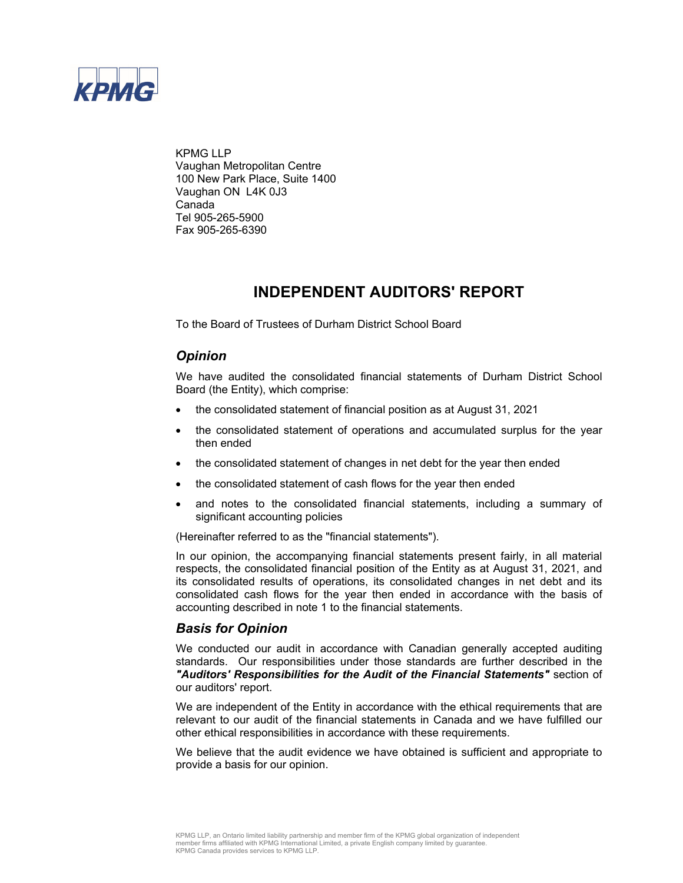KPMG LLP
Vaughan Metropolitan Centre
100 New Park Place, Suite 1400
Vaughan ON L4K 0J3
Canada
Tel 905-265-5900
Fax 905-265-6390

# INDEPENDENT AUDITORS' REPORT

To the Board of Trustees of Durham District School Board

## *Opinion*

We have audited the consolidated financial statements of Durham District School Board (the Entity), which comprise:

- the consolidated statement of financial position as at August 31, 2021
- the consolidated statement of operations and accumulated surplus for the year then ended
- the consolidated statement of changes in net debt for the year then ended
- the consolidated statement of cash flows for the year then ended
- and notes to the consolidated financial statements, including a summary of significant accounting policies

(Hereinafter referred to as the "financial statements").

In our opinion, the accompanying financial statements present fairly, in all material respects, the consolidated financial position of the Entity as at August 31, 2021, and its consolidated results of operations, its consolidated changes in net debt and its consolidated cash flows for the year then ended in accordance with the basis of accounting described in note 1 to the financial statements.

## *Basis for Opinion*

We conducted our audit in accordance with Canadian generally accepted auditing standards. Our responsibilities under those standards are further described in the ***"Auditors' Responsibilities for the Audit of the Financial Statements"*** section of our auditors' report.

We are independent of the Entity in accordance with the ethical requirements that are relevant to our audit of the financial statements in Canada and we have fulfilled our other ethical responsibilities in accordance with these requirements.

We believe that the audit evidence we have obtained is sufficient and appropriate to provide a basis for our opinion.

KPMG LLP, an Ontario limited liability partnership and member firm of the KPMG global organization of independent member firms affiliated with KPMG International Limited, a private English company limited by guarantee.
KPMG Canada provides services to KPMG LLP.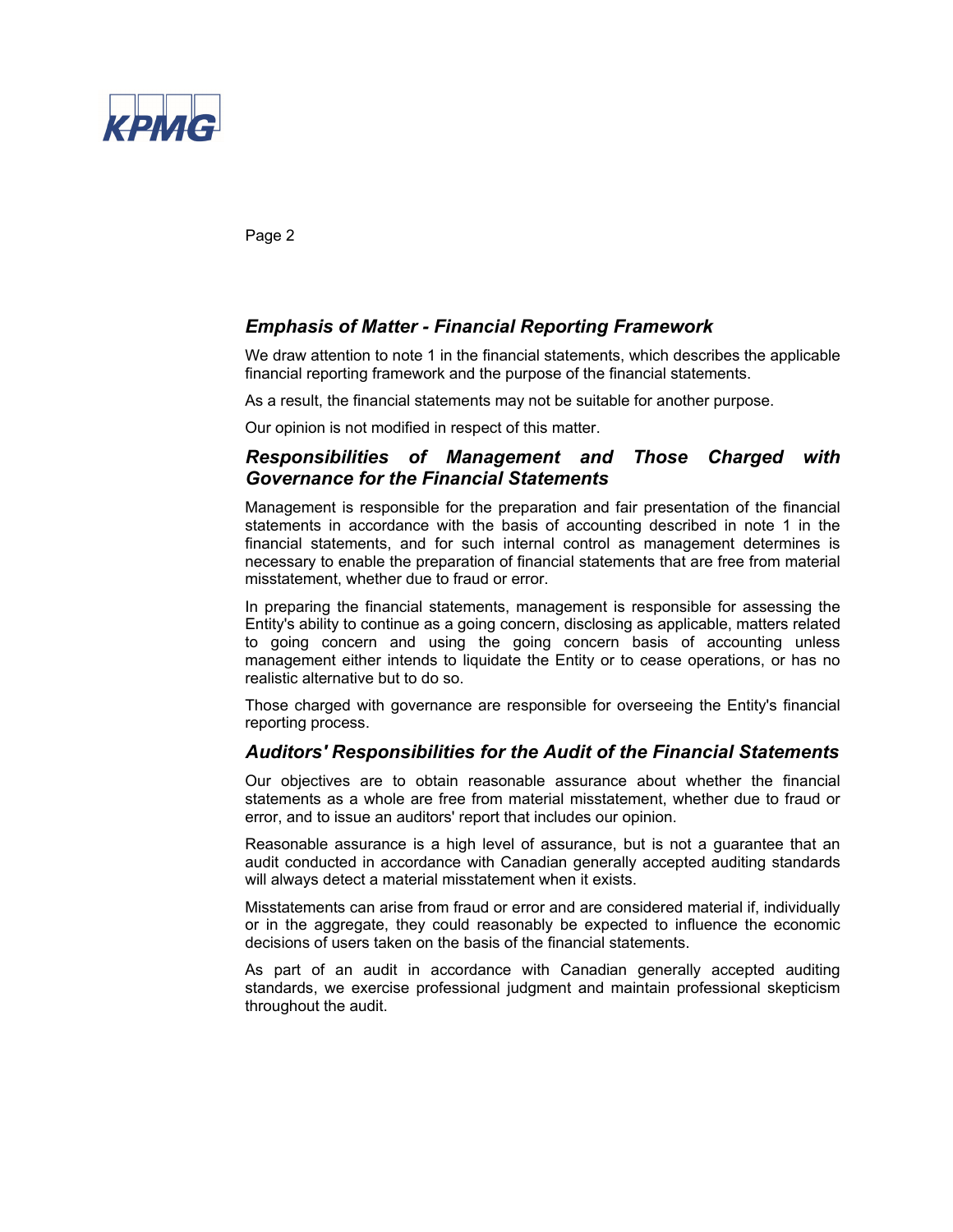### *Emphasis of Matter - Financial Reporting Framework*

We draw attention to note 1 in the financial statements, which describes the applicable financial reporting framework and the purpose of the financial statements.

As a result, the financial statements may not be suitable for another purpose.

Our opinion is not modified in respect of this matter.

### *Responsibilities of Management and Those Charged with Governance for the Financial Statements*

Management is responsible for the preparation and fair presentation of the financial statements in accordance with the basis of accounting described in note 1 in the financial statements, and for such internal control as management determines is necessary to enable the preparation of financial statements that are free from material misstatement, whether due to fraud or error.

In preparing the financial statements, management is responsible for assessing the Entity's ability to continue as a going concern, disclosing as applicable, matters related to going concern and using the going concern basis of accounting unless management either intends to liquidate the Entity or to cease operations, or has no realistic alternative but to do so.

Those charged with governance are responsible for overseeing the Entity's financial reporting process.

### *Auditors' Responsibilities for the Audit of the Financial Statements*

Our objectives are to obtain reasonable assurance about whether the financial statements as a whole are free from material misstatement, whether due to fraud or error, and to issue an auditors' report that includes our opinion.

Reasonable assurance is a high level of assurance, but is not a guarantee that an audit conducted in accordance with Canadian generally accepted auditing standards will always detect a material misstatement when it exists.

Misstatements can arise from fraud or error and are considered material if, individually or in the aggregate, they could reasonably be expected to influence the economic decisions of users taken on the basis of the financial statements.

As part of an audit in accordance with Canadian generally accepted auditing standards, we exercise professional judgment and maintain professional skepticism throughout the audit.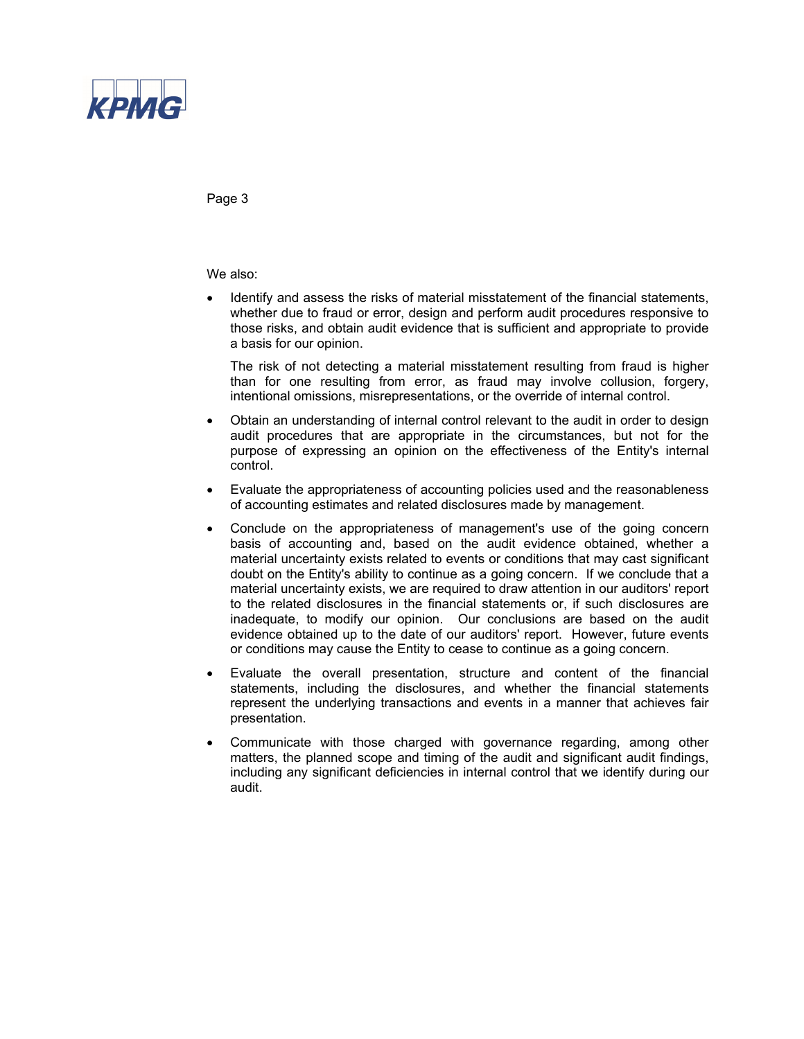We also:

- Identify and assess the risks of material misstatement of the financial statements, whether due to fraud or error, design and perform audit procedures responsive to those risks, and obtain audit evidence that is sufficient and appropriate to provide a basis for our opinion.

  The risk of not detecting a material misstatement resulting from fraud is higher than for one resulting from error, as fraud may involve collusion, forgery, intentional omissions, misrepresentations, or the override of internal control.

- Obtain an understanding of internal control relevant to the audit in order to design audit procedures that are appropriate in the circumstances, but not for the purpose of expressing an opinion on the effectiveness of the Entity's internal control.

- Evaluate the appropriateness of accounting policies used and the reasonableness of accounting estimates and related disclosures made by management.

- Conclude on the appropriateness of management's use of the going concern basis of accounting and, based on the audit evidence obtained, whether a material uncertainty exists related to events or conditions that may cast significant doubt on the Entity's ability to continue as a going concern. If we conclude that a material uncertainty exists, we are required to draw attention in our auditors' report to the related disclosures in the financial statements or, if such disclosures are inadequate, to modify our opinion. Our conclusions are based on the audit evidence obtained up to the date of our auditors' report. However, future events or conditions may cause the Entity to cease to continue as a going concern.

- Evaluate the overall presentation, structure and content of the financial statements, including the disclosures, and whether the financial statements represent the underlying transactions and events in a manner that achieves fair presentation.

- Communicate with those charged with governance regarding, among other matters, the planned scope and timing of the audit and significant audit findings, including any significant deficiencies in internal control that we identify during our audit.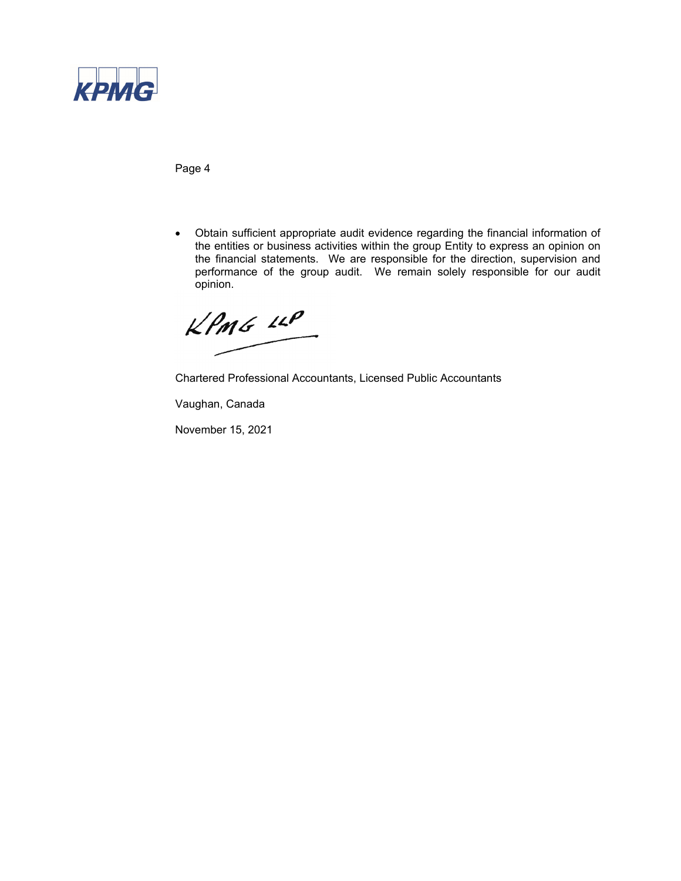- Obtain sufficient appropriate audit evidence regarding the financial information of the entities or business activities within the group Entity to express an opinion on the financial statements. We are responsible for the direction, supervision and performance of the group audit. We remain solely responsible for our audit opinion.

KPMG LLP

Chartered Professional Accountants, Licensed Public Accountants

Vaughan, Canada

November 15, 2021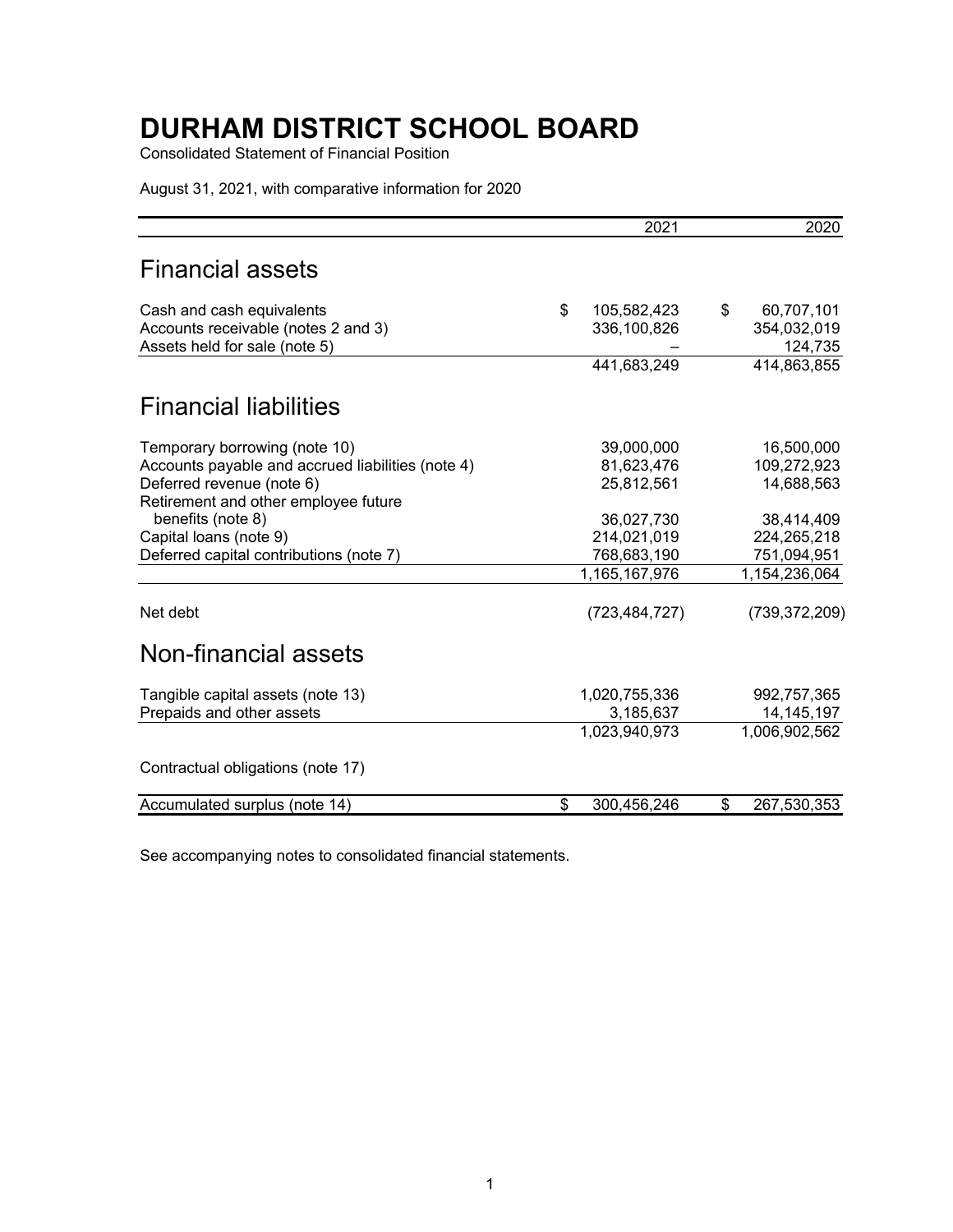# DURHAM DISTRICT SCHOOL BOARD

Consolidated Statement of Financial Position

August 31, 2021, with comparative information for 2020

| | 2021 | 2020 |
|---|---|---|
| **Financial assets** | | |
| Cash and cash equivalents | $ 105,582,423 | $ 60,707,101 |
| Accounts receivable (notes 2 and 3) | 336,100,826 | 354,032,019 |
| Assets held for sale (note 5) | – | 124,735 |
| | 441,683,249 | 414,863,855 |
| **Financial liabilities** | | |
| Temporary borrowing (note 10) | 39,000,000 | 16,500,000 |
| Accounts payable and accrued liabilities (note 4) | 81,623,476 | 109,272,923 |
| Deferred revenue (note 6) | 25,812,561 | 14,688,563 |
| Retirement and other employee future benefits (note 8) | 36,027,730 | 38,414,409 |
| Capital loans (note 9) | 214,021,019 | 224,265,218 |
| Deferred capital contributions (note 7) | 768,683,190 | 751,094,951 |
| | 1,165,167,976 | 1,154,236,064 |
| Net debt | (723,484,727) | (739,372,209) |
| **Non-financial assets** | | |
| Tangible capital assets (note 13) | 1,020,755,336 | 992,757,365 |
| Prepaids and other assets | 3,185,637 | 14,145,197 |
| | 1,023,940,973 | 1,006,902,562 |
| Contractual obligations (note 17) | | |
| Accumulated surplus (note 14) | $ 300,456,246 | $ 267,530,353 |

See accompanying notes to consolidated financial statements.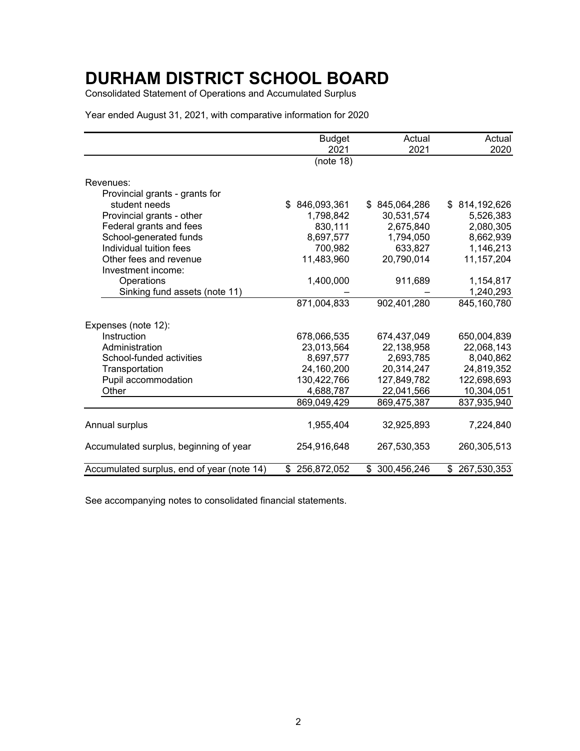# DURHAM DISTRICT SCHOOL BOARD

Consolidated Statement of Operations and Accumulated Surplus

Year ended August 31, 2021, with comparative information for 2020

| | Budget 2021 | Actual 2021 | Actual 2020 |
|---|---|---|---|
| | (note 18) | | |
| Revenues: | | | |
| Provincial grants - grants for student needs | $ 846,093,361 | $ 845,064,286 | $ 814,192,626 |
| Provincial grants - other | 1,798,842 | 30,531,574 | 5,526,383 |
| Federal grants and fees | 830,111 | 2,675,840 | 2,080,305 |
| School-generated funds | 8,697,577 | 1,794,050 | 8,662,939 |
| Individual tuition fees | 700,982 | 633,827 | 1,146,213 |
| Other fees and revenue | 11,483,960 | 20,790,014 | 11,157,204 |
| Investment income: | | | |
| Operations | 1,400,000 | 911,689 | 1,154,817 |
| Sinking fund assets (note 11) | – | – | 1,240,293 |
| | 871,004,833 | 902,401,280 | 845,160,780 |
| Expenses (note 12): | | | |
| Instruction | 678,066,535 | 674,437,049 | 650,004,839 |
| Administration | 23,013,564 | 22,138,958 | 22,068,143 |
| School-funded activities | 8,697,577 | 2,693,785 | 8,040,862 |
| Transportation | 24,160,200 | 20,314,247 | 24,819,352 |
| Pupil accommodation | 130,422,766 | 127,849,782 | 122,698,693 |
| Other | 4,688,787 | 22,041,566 | 10,304,051 |
| | 869,049,429 | 869,475,387 | 837,935,940 |
| Annual surplus | 1,955,404 | 32,925,893 | 7,224,840 |
| Accumulated surplus, beginning of year | 254,916,648 | 267,530,353 | 260,305,513 |
| Accumulated surplus, end of year (note 14) | $ 256,872,052 | $ 300,456,246 | $ 267,530,353 |

See accompanying notes to consolidated financial statements.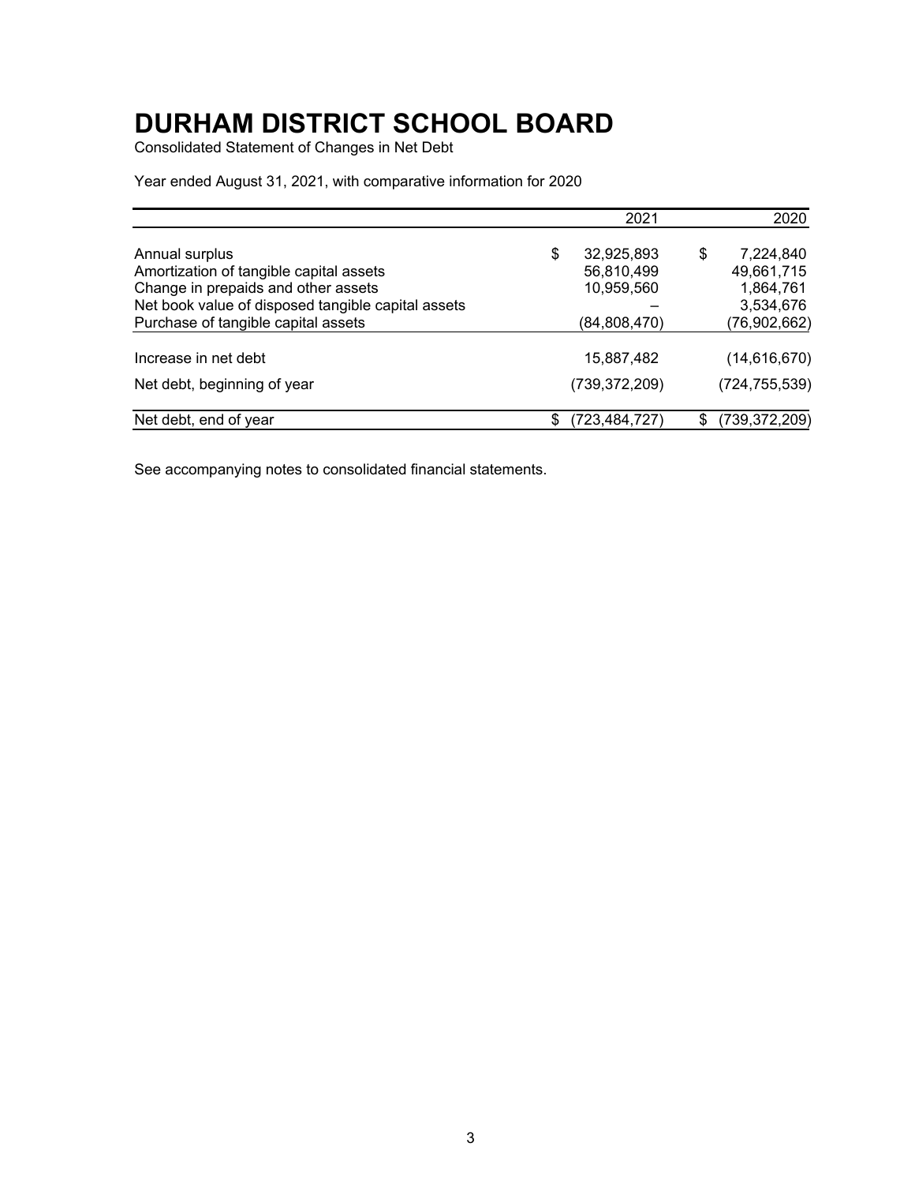# DURHAM DISTRICT SCHOOL BOARD

Consolidated Statement of Changes in Net Debt

Year ended August 31, 2021, with comparative information for 2020

| | 2021 | 2020 |
|---|---|---|
| Annual surplus | $ 32,925,893 | $ 7,224,840 |
| Amortization of tangible capital assets | 56,810,499 | 49,661,715 |
| Change in prepaids and other assets | 10,959,560 | 1,864,761 |
| Net book value of disposed tangible capital assets | – | 3,534,676 |
| Purchase of tangible capital assets | (84,808,470) | (76,902,662) |
| Increase in net debt | 15,887,482 | (14,616,670) |
| Net debt, beginning of year | (739,372,209) | (724,755,539) |
| Net debt, end of year | $ (723,484,727) | $ (739,372,209) |

See accompanying notes to consolidated financial statements.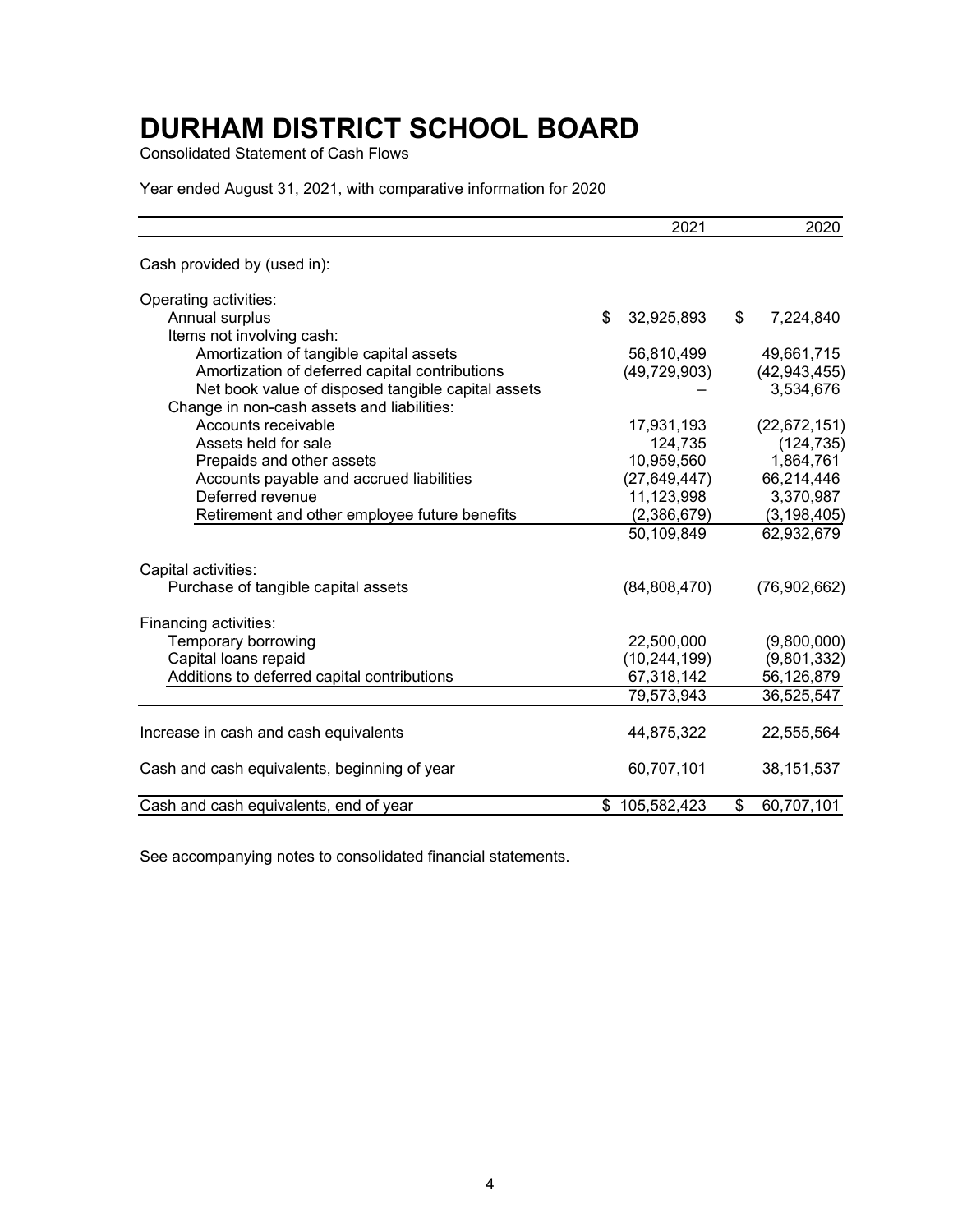# DURHAM DISTRICT SCHOOL BOARD

Consolidated Statement of Cash Flows

Year ended August 31, 2021, with comparative information for 2020

| | 2021 | 2020 |
|---|---|---|
| Cash provided by (used in): | | |
| Operating activities: | | |
| Annual surplus | $ 32,925,893 | $ 7,224,840 |
| Items not involving cash: | | |
| Amortization of tangible capital assets | 56,810,499 | 49,661,715 |
| Amortization of deferred capital contributions | (49,729,903) | (42,943,455) |
| Net book value of disposed tangible capital assets | – | 3,534,676 |
| Change in non-cash assets and liabilities: | | |
| Accounts receivable | 17,931,193 | (22,672,151) |
| Assets held for sale | 124,735 | (124,735) |
| Prepaids and other assets | 10,959,560 | 1,864,761 |
| Accounts payable and accrued liabilities | (27,649,447) | 66,214,446 |
| Deferred revenue | 11,123,998 | 3,370,987 |
| Retirement and other employee future benefits | (2,386,679) | (3,198,405) |
| | 50,109,849 | 62,932,679 |
| Capital activities: | | |
| Purchase of tangible capital assets | (84,808,470) | (76,902,662) |
| Financing activities: | | |
| Temporary borrowing | 22,500,000 | (9,800,000) |
| Capital loans repaid | (10,244,199) | (9,801,332) |
| Additions to deferred capital contributions | 67,318,142 | 56,126,879 |
| | 79,573,943 | 36,525,547 |
| Increase in cash and cash equivalents | 44,875,322 | 22,555,564 |
| Cash and cash equivalents, beginning of year | 60,707,101 | 38,151,537 |
| Cash and cash equivalents, end of year | $ 105,582,423 | $ 60,707,101 |

See accompanying notes to consolidated financial statements.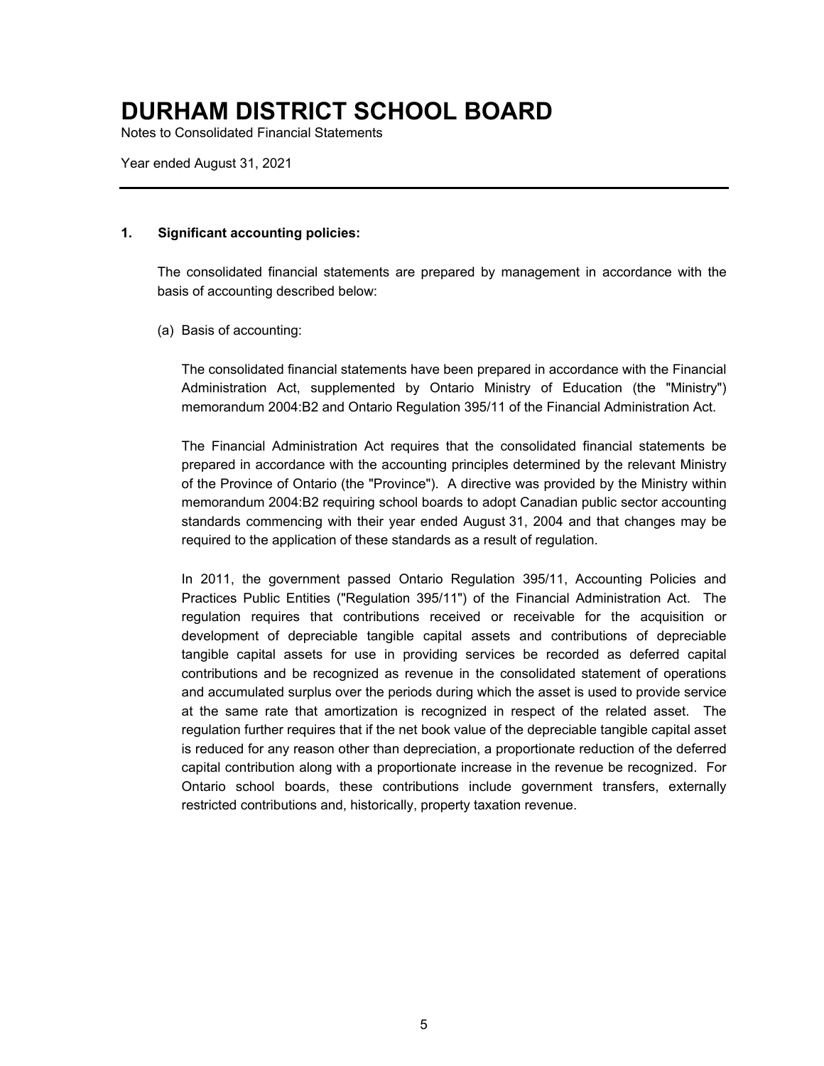# DURHAM DISTRICT SCHOOL BOARD

Notes to Consolidated Financial Statements

Year ended August 31, 2021

---

**1. Significant accounting policies:**

The consolidated financial statements are prepared by management in accordance with the basis of accounting described below:

(a) Basis of accounting:

The consolidated financial statements have been prepared in accordance with the Financial Administration Act, supplemented by Ontario Ministry of Education (the "Ministry") memorandum 2004:B2 and Ontario Regulation 395/11 of the Financial Administration Act.

The Financial Administration Act requires that the consolidated financial statements be prepared in accordance with the accounting principles determined by the relevant Ministry of the Province of Ontario (the "Province"). A directive was provided by the Ministry within memorandum 2004:B2 requiring school boards to adopt Canadian public sector accounting standards commencing with their year ended August 31, 2004 and that changes may be required to the application of these standards as a result of regulation.

In 2011, the government passed Ontario Regulation 395/11, Accounting Policies and Practices Public Entities ("Regulation 395/11") of the Financial Administration Act. The regulation requires that contributions received or receivable for the acquisition or development of depreciable tangible capital assets and contributions of depreciable tangible capital assets for use in providing services be recorded as deferred capital contributions and be recognized as revenue in the consolidated statement of operations and accumulated surplus over the periods during which the asset is used to provide service at the same rate that amortization is recognized in respect of the related asset. The regulation further requires that if the net book value of the depreciable tangible capital asset is reduced for any reason other than depreciation, a proportionate reduction of the deferred capital contribution along with a proportionate increase in the revenue be recognized. For Ontario school boards, these contributions include government transfers, externally restricted contributions and, historically, property taxation revenue.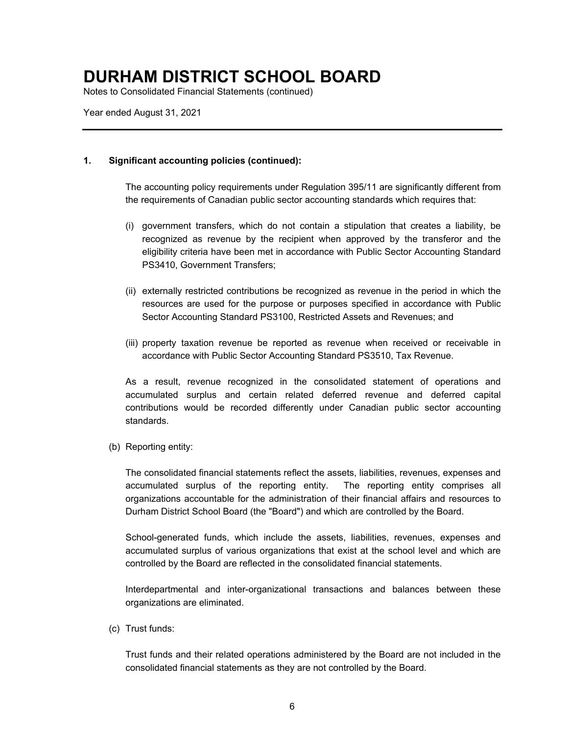## 1. Significant accounting policies (continued):

The accounting policy requirements under Regulation 395/11 are significantly different from the requirements of Canadian public sector accounting standards which requires that:

(i) government transfers, which do not contain a stipulation that creates a liability, be recognized as revenue by the recipient when approved by the transferor and the eligibility criteria have been met in accordance with Public Sector Accounting Standard PS3410, Government Transfers;

(ii) externally restricted contributions be recognized as revenue in the period in which the resources are used for the purpose or purposes specified in accordance with Public Sector Accounting Standard PS3100, Restricted Assets and Revenues; and

(iii) property taxation revenue be reported as revenue when received or receivable in accordance with Public Sector Accounting Standard PS3510, Tax Revenue.

As a result, revenue recognized in the consolidated statement of operations and accumulated surplus and certain related deferred revenue and deferred capital contributions would be recorded differently under Canadian public sector accounting standards.

(b) Reporting entity:

The consolidated financial statements reflect the assets, liabilities, revenues, expenses and accumulated surplus of the reporting entity. The reporting entity comprises all organizations accountable for the administration of their financial affairs and resources to Durham District School Board (the "Board") and which are controlled by the Board.

School-generated funds, which include the assets, liabilities, revenues, expenses and accumulated surplus of various organizations that exist at the school level and which are controlled by the Board are reflected in the consolidated financial statements.

Interdepartmental and inter-organizational transactions and balances between these organizations are eliminated.

(c) Trust funds:

Trust funds and their related operations administered by the Board are not included in the consolidated financial statements as they are not controlled by the Board.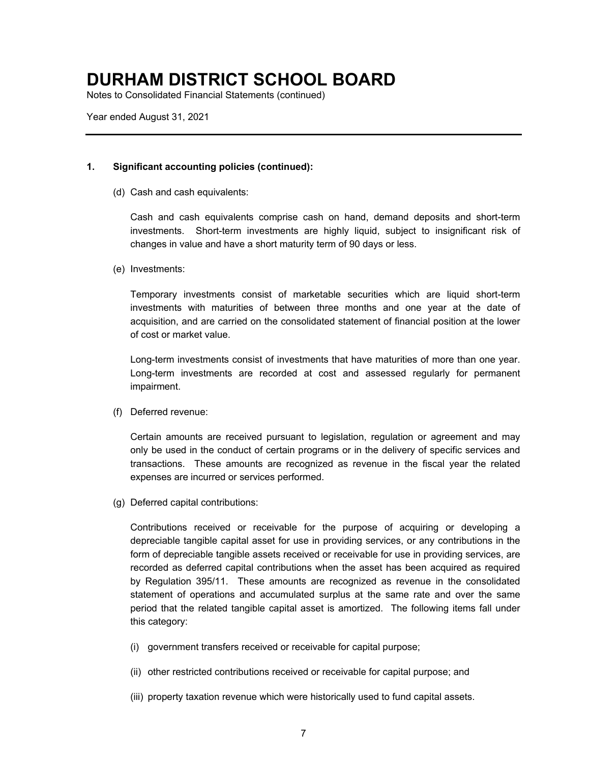## 1. Significant accounting policies (continued):

(d) Cash and cash equivalents:

Cash and cash equivalents comprise cash on hand, demand deposits and short-term investments. Short-term investments are highly liquid, subject to insignificant risk of changes in value and have a short maturity term of 90 days or less.

(e) Investments:

Temporary investments consist of marketable securities which are liquid short-term investments with maturities of between three months and one year at the date of acquisition, and are carried on the consolidated statement of financial position at the lower of cost or market value.

Long-term investments consist of investments that have maturities of more than one year. Long-term investments are recorded at cost and assessed regularly for permanent impairment.

(f) Deferred revenue:

Certain amounts are received pursuant to legislation, regulation or agreement and may only be used in the conduct of certain programs or in the delivery of specific services and transactions. These amounts are recognized as revenue in the fiscal year the related expenses are incurred or services performed.

(g) Deferred capital contributions:

Contributions received or receivable for the purpose of acquiring or developing a depreciable tangible capital asset for use in providing services, or any contributions in the form of depreciable tangible assets received or receivable for use in providing services, are recorded as deferred capital contributions when the asset has been acquired as required by Regulation 395/11. These amounts are recognized as revenue in the consolidated statement of operations and accumulated surplus at the same rate and over the same period that the related tangible capital asset is amortized. The following items fall under this category:

(i) government transfers received or receivable for capital purpose;

(ii) other restricted contributions received or receivable for capital purpose; and

(iii) property taxation revenue which were historically used to fund capital assets.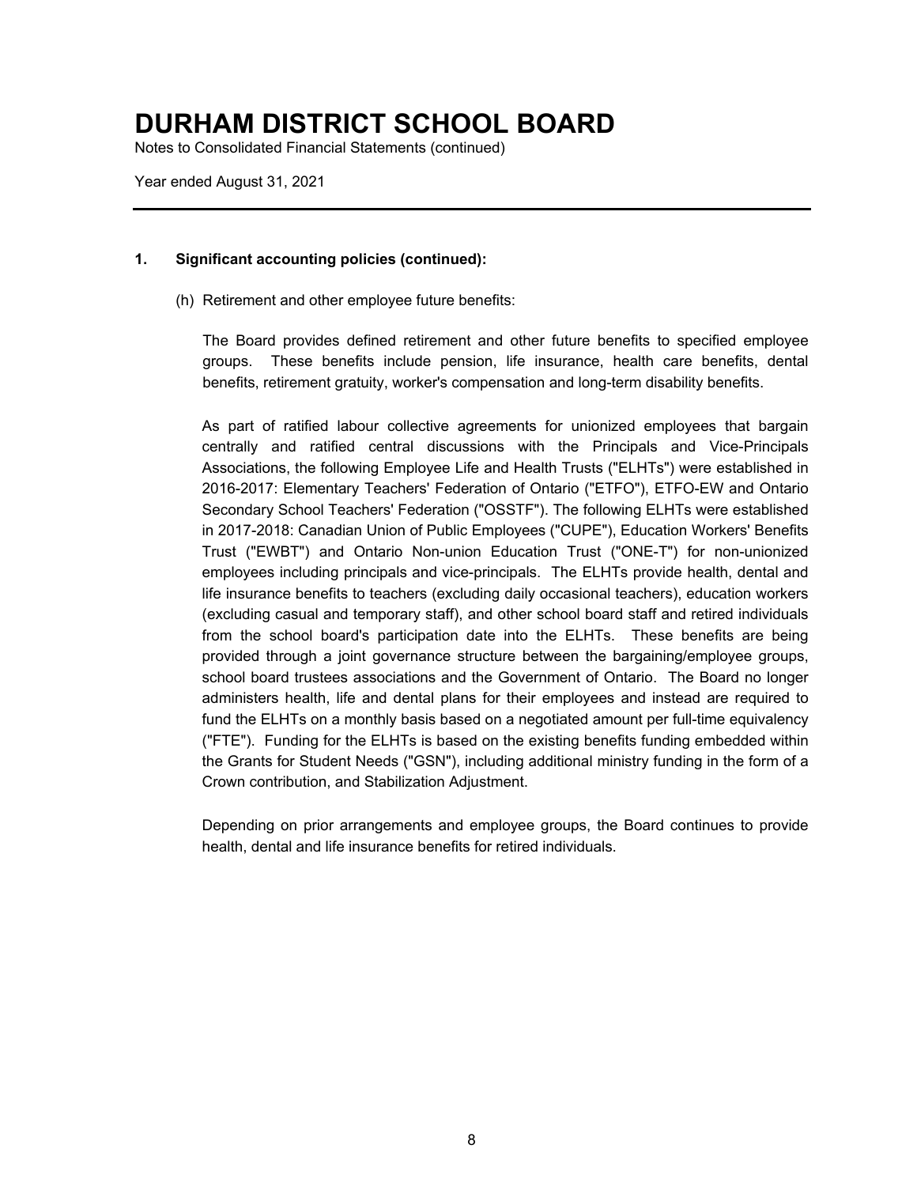# DURHAM DISTRICT SCHOOL BOARD

Notes to Consolidated Financial Statements (continued)

Year ended August 31, 2021

**1. Significant accounting policies (continued):**

(h) Retirement and other employee future benefits:

The Board provides defined retirement and other future benefits to specified employee groups. These benefits include pension, life insurance, health care benefits, dental benefits, retirement gratuity, worker's compensation and long-term disability benefits.

As part of ratified labour collective agreements for unionized employees that bargain centrally and ratified central discussions with the Principals and Vice-Principals Associations, the following Employee Life and Health Trusts ("ELHTs") were established in 2016-2017: Elementary Teachers' Federation of Ontario ("ETFO"), ETFO-EW and Ontario Secondary School Teachers' Federation ("OSSTF"). The following ELHTs were established in 2017-2018: Canadian Union of Public Employees ("CUPE"), Education Workers' Benefits Trust ("EWBT") and Ontario Non-union Education Trust ("ONE-T") for non-unionized employees including principals and vice-principals. The ELHTs provide health, dental and life insurance benefits to teachers (excluding daily occasional teachers), education workers (excluding casual and temporary staff), and other school board staff and retired individuals from the school board's participation date into the ELHTs. These benefits are being provided through a joint governance structure between the bargaining/employee groups, school board trustees associations and the Government of Ontario. The Board no longer administers health, life and dental plans for their employees and instead are required to fund the ELHTs on a monthly basis based on a negotiated amount per full-time equivalency ("FTE"). Funding for the ELHTs is based on the existing benefits funding embedded within the Grants for Student Needs ("GSN"), including additional ministry funding in the form of a Crown contribution, and Stabilization Adjustment.

Depending on prior arrangements and employee groups, the Board continues to provide health, dental and life insurance benefits for retired individuals.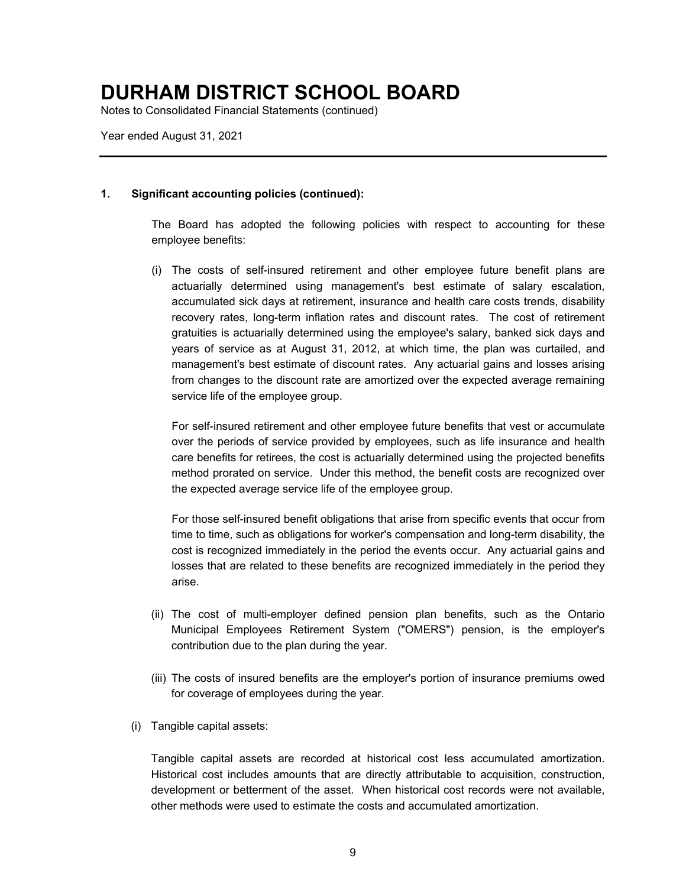# DURHAM DISTRICT SCHOOL BOARD

Notes to Consolidated Financial Statements (continued)

Year ended August 31, 2021

---

**1. Significant accounting policies (continued):**

The Board has adopted the following policies with respect to accounting for these employee benefits:

(i) The costs of self-insured retirement and other employee future benefit plans are actuarially determined using management's best estimate of salary escalation, accumulated sick days at retirement, insurance and health care costs trends, disability recovery rates, long-term inflation rates and discount rates. The cost of retirement gratuities is actuarially determined using the employee's salary, banked sick days and years of service as at August 31, 2012, at which time, the plan was curtailed, and management's best estimate of discount rates. Any actuarial gains and losses arising from changes to the discount rate are amortized over the expected average remaining service life of the employee group.

For self-insured retirement and other employee future benefits that vest or accumulate over the periods of service provided by employees, such as life insurance and health care benefits for retirees, the cost is actuarially determined using the projected benefits method prorated on service. Under this method, the benefit costs are recognized over the expected average service life of the employee group.

For those self-insured benefit obligations that arise from specific events that occur from time to time, such as obligations for worker's compensation and long-term disability, the cost is recognized immediately in the period the events occur. Any actuarial gains and losses that are related to these benefits are recognized immediately in the period they arise.

(ii) The cost of multi-employer defined pension plan benefits, such as the Ontario Municipal Employees Retirement System ("OMERS") pension, is the employer's contribution due to the plan during the year.

(iii) The costs of insured benefits are the employer's portion of insurance premiums owed for coverage of employees during the year.

(i) Tangible capital assets:

Tangible capital assets are recorded at historical cost less accumulated amortization. Historical cost includes amounts that are directly attributable to acquisition, construction, development or betterment of the asset. When historical cost records were not available, other methods were used to estimate the costs and accumulated amortization.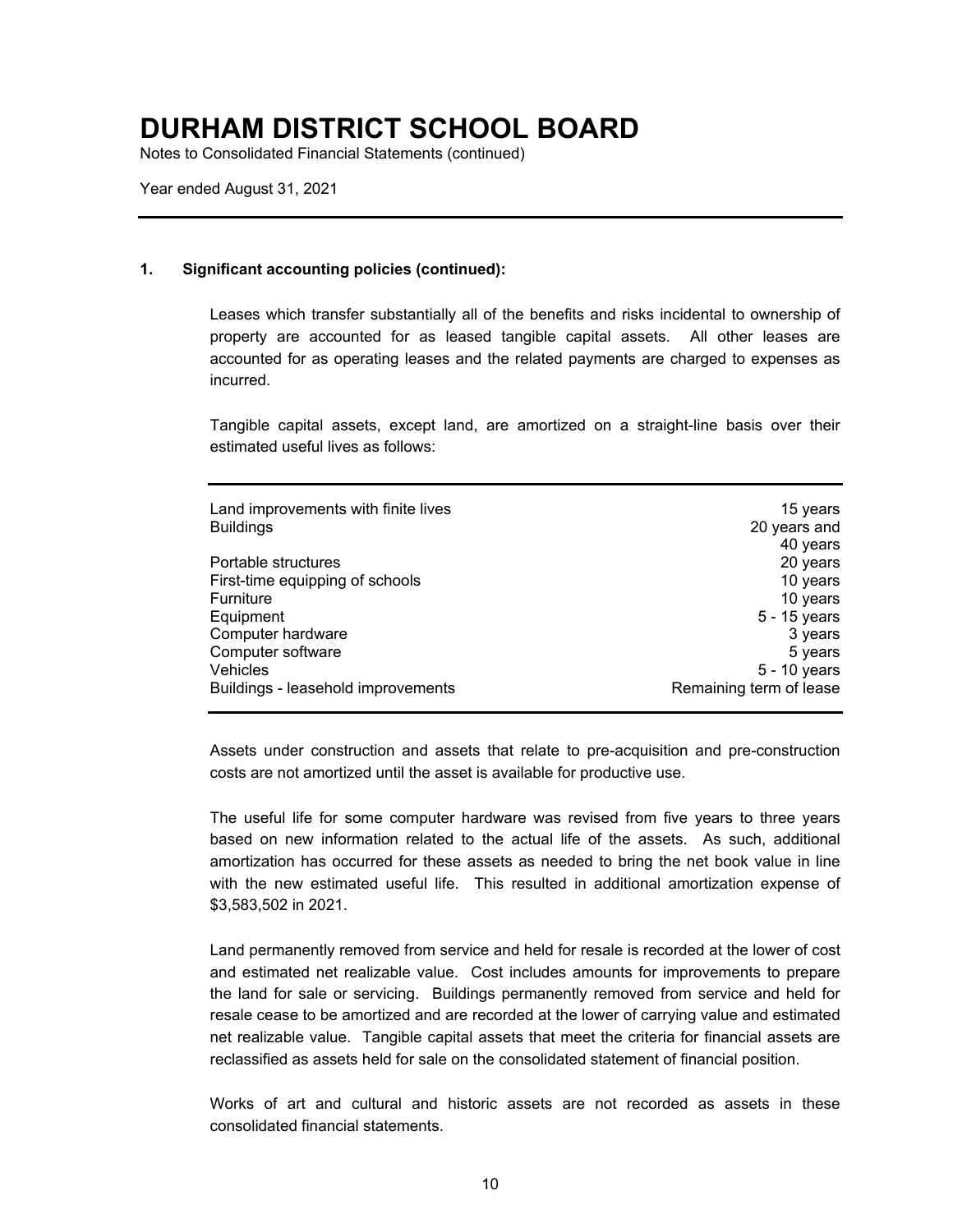# DURHAM DISTRICT SCHOOL BOARD

Notes to Consolidated Financial Statements (continued)

Year ended August 31, 2021

**1. Significant accounting policies (continued):**

Leases which transfer substantially all of the benefits and risks incidental to ownership of property are accounted for as leased tangible capital assets. All other leases are accounted for as operating leases and the related payments are charged to expenses as incurred.

Tangible capital assets, except land, are amortized on a straight-line basis over their estimated useful lives as follows:

| | |
|---|---|
| Land improvements with finite lives | 15 years |
| Buildings | 20 years and 40 years |
| Portable structures | 20 years |
| First-time equipping of schools | 10 years |
| Furniture | 10 years |
| Equipment | 5 - 15 years |
| Computer hardware | 3 years |
| Computer software | 5 years |
| Vehicles | 5 - 10 years |
| Buildings - leasehold improvements | Remaining term of lease |

Assets under construction and assets that relate to pre-acquisition and pre-construction costs are not amortized until the asset is available for productive use.

The useful life for some computer hardware was revised from five years to three years based on new information related to the actual life of the assets. As such, additional amortization has occurred for these assets as needed to bring the net book value in line with the new estimated useful life. This resulted in additional amortization expense of $3,583,502 in 2021.

Land permanently removed from service and held for resale is recorded at the lower of cost and estimated net realizable value. Cost includes amounts for improvements to prepare the land for sale or servicing. Buildings permanently removed from service and held for resale cease to be amortized and are recorded at the lower of carrying value and estimated net realizable value. Tangible capital assets that meet the criteria for financial assets are reclassified as assets held for sale on the consolidated statement of financial position.

Works of art and cultural and historic assets are not recorded as assets in these consolidated financial statements.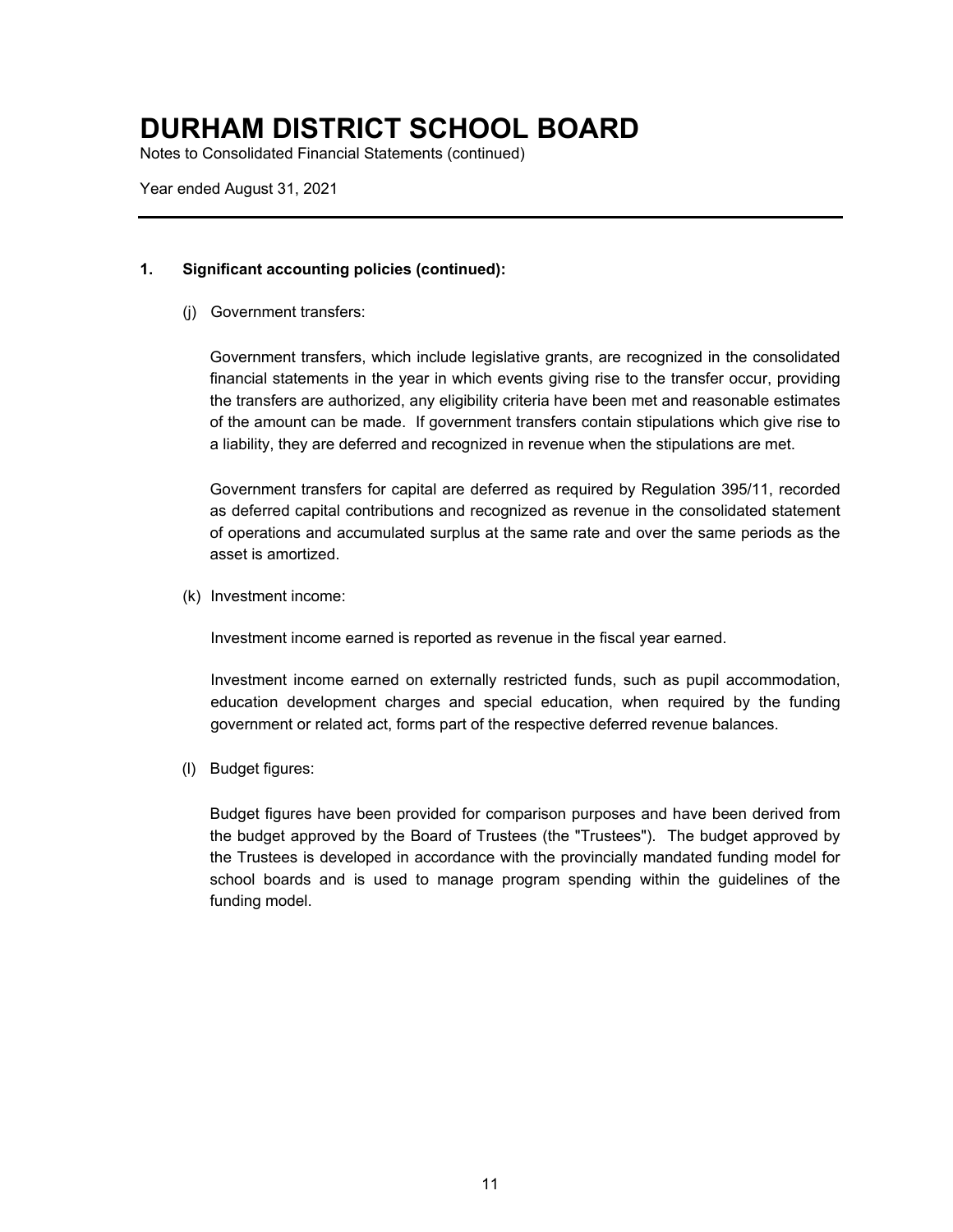# DURHAM DISTRICT SCHOOL BOARD

Notes to Consolidated Financial Statements (continued)

Year ended August 31, 2021

**1. Significant accounting policies (continued):**

(j) Government transfers:

Government transfers, which include legislative grants, are recognized in the consolidated financial statements in the year in which events giving rise to the transfer occur, providing the transfers are authorized, any eligibility criteria have been met and reasonable estimates of the amount can be made. If government transfers contain stipulations which give rise to a liability, they are deferred and recognized in revenue when the stipulations are met.

Government transfers for capital are deferred as required by Regulation 395/11, recorded as deferred capital contributions and recognized as revenue in the consolidated statement of operations and accumulated surplus at the same rate and over the same periods as the asset is amortized.

(k) Investment income:

Investment income earned is reported as revenue in the fiscal year earned.

Investment income earned on externally restricted funds, such as pupil accommodation, education development charges and special education, when required by the funding government or related act, forms part of the respective deferred revenue balances.

(l) Budget figures:

Budget figures have been provided for comparison purposes and have been derived from the budget approved by the Board of Trustees (the "Trustees"). The budget approved by the Trustees is developed in accordance with the provincially mandated funding model for school boards and is used to manage program spending within the guidelines of the funding model.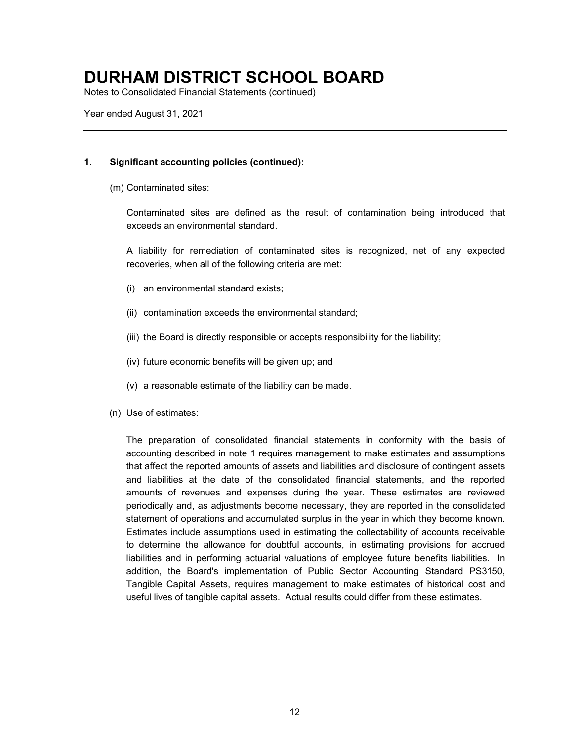# DURHAM DISTRICT SCHOOL BOARD

Notes to Consolidated Financial Statements (continued)

Year ended August 31, 2021

---

**1. Significant accounting policies (continued):**

(m) Contaminated sites:

Contaminated sites are defined as the result of contamination being introduced that exceeds an environmental standard.

A liability for remediation of contaminated sites is recognized, net of any expected recoveries, when all of the following criteria are met:

(i) an environmental standard exists;

(ii) contamination exceeds the environmental standard;

(iii) the Board is directly responsible or accepts responsibility for the liability;

(iv) future economic benefits will be given up; and

(v) a reasonable estimate of the liability can be made.

(n) Use of estimates:

The preparation of consolidated financial statements in conformity with the basis of accounting described in note 1 requires management to make estimates and assumptions that affect the reported amounts of assets and liabilities and disclosure of contingent assets and liabilities at the date of the consolidated financial statements, and the reported amounts of revenues and expenses during the year. These estimates are reviewed periodically and, as adjustments become necessary, they are reported in the consolidated statement of operations and accumulated surplus in the year in which they become known. Estimates include assumptions used in estimating the collectability of accounts receivable to determine the allowance for doubtful accounts, in estimating provisions for accrued liabilities and in performing actuarial valuations of employee future benefits liabilities. In addition, the Board's implementation of Public Sector Accounting Standard PS3150, Tangible Capital Assets, requires management to make estimates of historical cost and useful lives of tangible capital assets. Actual results could differ from these estimates.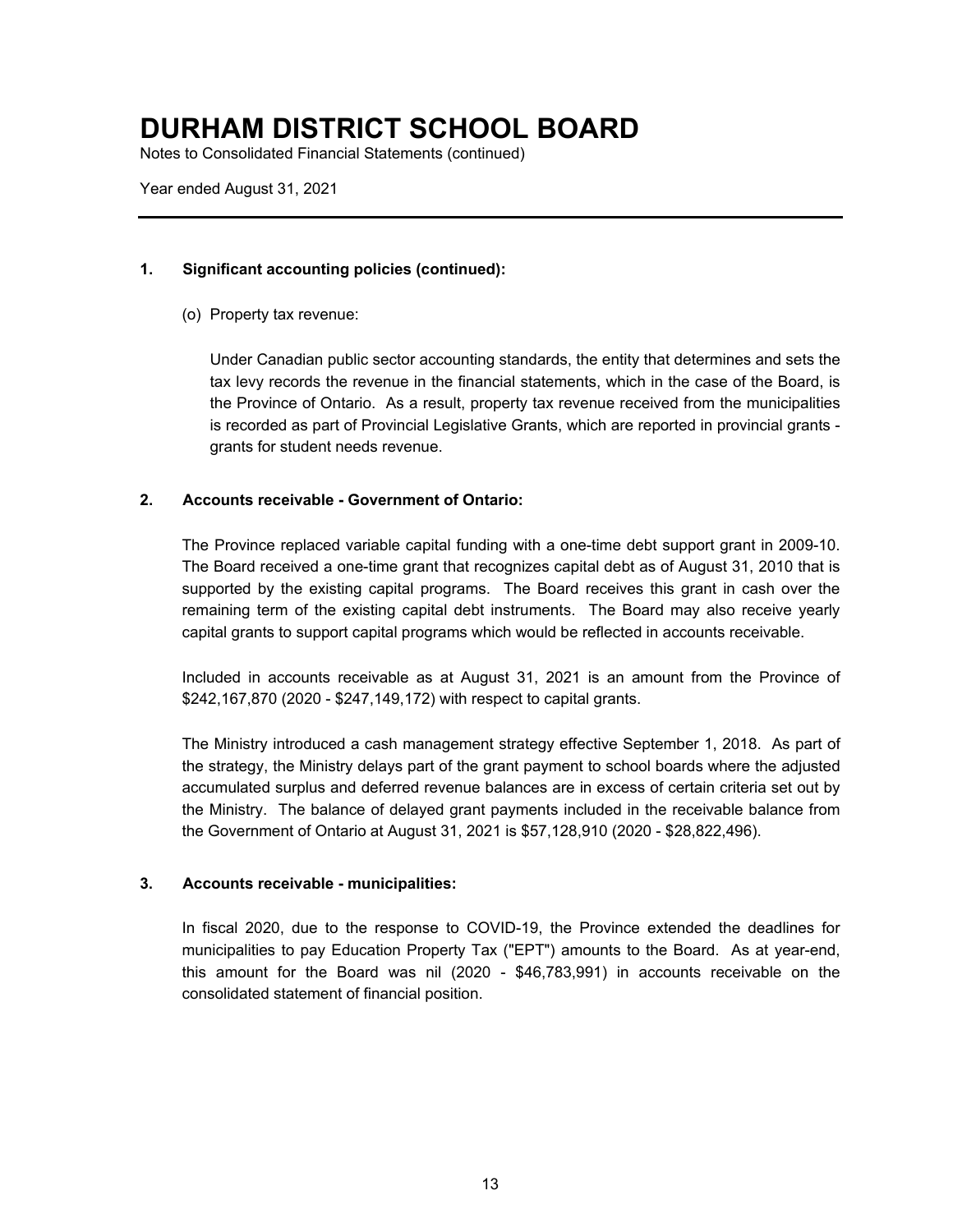# DURHAM DISTRICT SCHOOL BOARD

Notes to Consolidated Financial Statements (continued)

Year ended August 31, 2021

**1. Significant accounting policies (continued):**

(o) Property tax revenue:

Under Canadian public sector accounting standards, the entity that determines and sets the tax levy records the revenue in the financial statements, which in the case of the Board, is the Province of Ontario. As a result, property tax revenue received from the municipalities is recorded as part of Provincial Legislative Grants, which are reported in provincial grants - grants for student needs revenue.

**2. Accounts receivable - Government of Ontario:**

The Province replaced variable capital funding with a one-time debt support grant in 2009-10. The Board received a one-time grant that recognizes capital debt as of August 31, 2010 that is supported by the existing capital programs. The Board receives this grant in cash over the remaining term of the existing capital debt instruments. The Board may also receive yearly capital grants to support capital programs which would be reflected in accounts receivable.

Included in accounts receivable as at August 31, 2021 is an amount from the Province of $242,167,870 (2020 - $247,149,172) with respect to capital grants.

The Ministry introduced a cash management strategy effective September 1, 2018. As part of the strategy, the Ministry delays part of the grant payment to school boards where the adjusted accumulated surplus and deferred revenue balances are in excess of certain criteria set out by the Ministry. The balance of delayed grant payments included in the receivable balance from the Government of Ontario at August 31, 2021 is $57,128,910 (2020 - $28,822,496).

**3. Accounts receivable - municipalities:**

In fiscal 2020, due to the response to COVID-19, the Province extended the deadlines for municipalities to pay Education Property Tax ("EPT") amounts to the Board. As at year-end, this amount for the Board was nil (2020 - $46,783,991) in accounts receivable on the consolidated statement of financial position.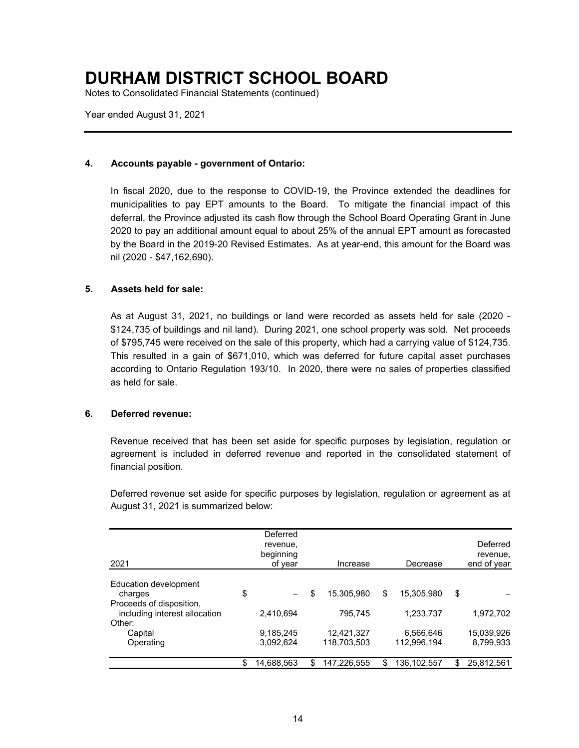# DURHAM DISTRICT SCHOOL BOARD

Notes to Consolidated Financial Statements (continued)

Year ended August 31, 2021

**4. Accounts payable - government of Ontario:**

In fiscal 2020, due to the response to COVID-19, the Province extended the deadlines for municipalities to pay EPT amounts to the Board. To mitigate the financial impact of this deferral, the Province adjusted its cash flow through the School Board Operating Grant in June 2020 to pay an additional amount equal to about 25% of the annual EPT amount as forecasted by the Board in the 2019-20 Revised Estimates. As at year-end, this amount for the Board was nil (2020 - $47,162,690).

**5. Assets held for sale:**

As at August 31, 2021, no buildings or land were recorded as assets held for sale (2020 - $124,735 of buildings and nil land). During 2021, one school property was sold. Net proceeds of $795,745 were received on the sale of this property, which had a carrying value of $124,735. This resulted in a gain of $671,010, which was deferred for future capital asset purchases according to Ontario Regulation 193/10. In 2020, there were no sales of properties classified as held for sale.

**6. Deferred revenue:**

Revenue received that has been set aside for specific purposes by legislation, regulation or agreement is included in deferred revenue and reported in the consolidated statement of financial position.

Deferred revenue set aside for specific purposes by legislation, regulation or agreement as at August 31, 2021 is summarized below:

| 2021 | Deferred revenue, beginning of year | Increase | Decrease | Deferred revenue, end of year |
|---|---|---|---|---|
| Education development charges | $ – | $ 15,305,980 | $ 15,305,980 | $ – |
| Proceeds of disposition, including interest allocation | 2,410,694 | 795,745 | 1,233,737 | 1,972,702 |
| Other: | | | | |
| Capital | 9,185,245 | 12,421,327 | 6,566,646 | 15,039,926 |
| Operating | 3,092,624 | 118,703,503 | 112,996,194 | 8,799,933 |
| | $ 14,688,563 | $ 147,226,555 | $ 136,102,557 | $ 25,812,561 |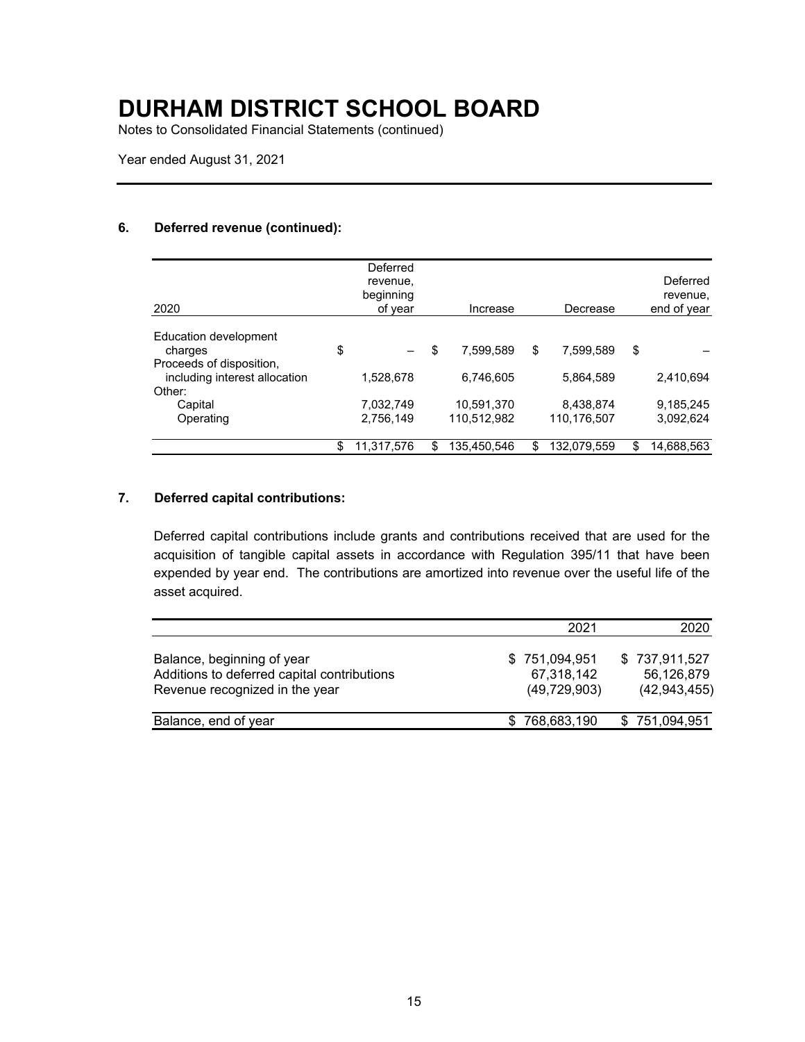# DURHAM DISTRICT SCHOOL BOARD

Notes to Consolidated Financial Statements (continued)

Year ended August 31, 2021

### 6. Deferred revenue (continued):

| 2020 | Deferred revenue, beginning of year | Increase | Decrease | Deferred revenue, end of year |
|---|---|---|---|---|
| Education development charges | $ – | $ 7,599,589 | $ 7,599,589 | $ – |
| Proceeds of disposition, including interest allocation | 1,528,678 | 6,746,605 | 5,864,589 | 2,410,694 |
| Other: | | | | |
| Capital | 7,032,749 | 10,591,370 | 8,438,874 | 9,185,245 |
| Operating | 2,756,149 | 110,512,982 | 110,176,507 | 3,092,624 |
| | $ 11,317,576 | $ 135,450,546 | $ 132,079,559 | $ 14,688,563 |

### 7. Deferred capital contributions:

Deferred capital contributions include grants and contributions received that are used for the acquisition of tangible capital assets in accordance with Regulation 395/11 that have been expended by year end. The contributions are amortized into revenue over the useful life of the asset acquired.

| | 2021 | 2020 |
|---|---|---|
| Balance, beginning of year | $ 751,094,951 | $ 737,911,527 |
| Additions to deferred capital contributions | 67,318,142 | 56,126,879 |
| Revenue recognized in the year | (49,729,903) | (42,943,455) |
| Balance, end of year | $ 768,683,190 | $ 751,094,951 |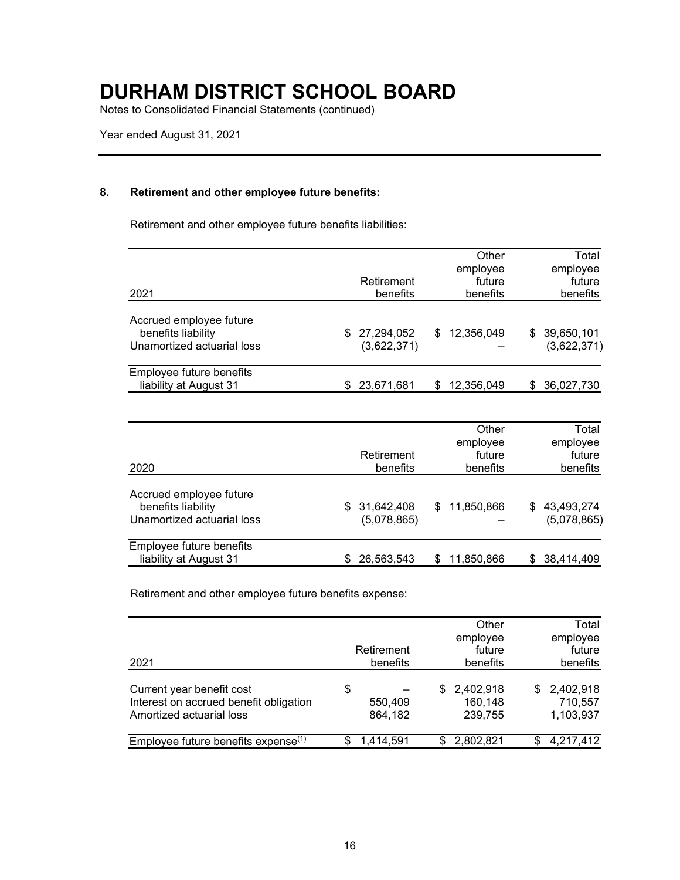# DURHAM DISTRICT SCHOOL BOARD

Notes to Consolidated Financial Statements (continued)

Year ended August 31, 2021

## 8. Retirement and other employee future benefits:

Retirement and other employee future benefits liabilities:

| 2021 | Retirement benefits | Other employee future benefits | Total employee future benefits |
|---|---|---|---|
| Accrued employee future benefits liability | $ 27,294,052 | $ 12,356,049 | $ 39,650,101 |
| Unamortized actuarial loss | (3,622,371) | – | (3,622,371) |
| Employee future benefits liability at August 31 | $ 23,671,681 | $ 12,356,049 | $ 36,027,730 |

| 2020 | Retirement benefits | Other employee future benefits | Total employee future benefits |
|---|---|---|---|
| Accrued employee future benefits liability | $ 31,642,408 | $ 11,850,866 | $ 43,493,274 |
| Unamortized actuarial loss | (5,078,865) | – | (5,078,865) |
| Employee future benefits liability at August 31 | $ 26,563,543 | $ 11,850,866 | $ 38,414,409 |

Retirement and other employee future benefits expense:

| 2021 | Retirement benefits | Other employee future benefits | Total employee future benefits |
|---|---|---|---|
| Current year benefit cost | $ – | $ 2,402,918 | $ 2,402,918 |
| Interest on accrued benefit obligation | 550,409 | 160,148 | 710,557 |
| Amortized actuarial loss | 864,182 | 239,755 | 1,103,937 |
| Employee future benefits expense[1] | $ 1,414,591 | $ 2,802,821 | $ 4,217,412 |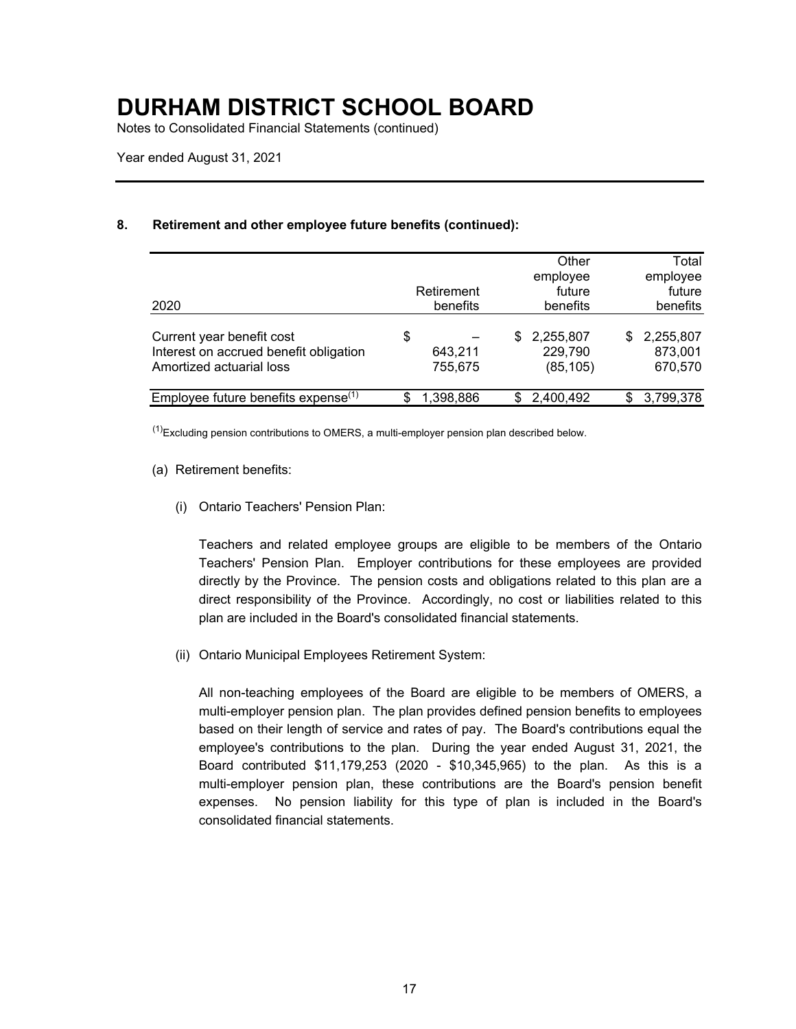# DURHAM DISTRICT SCHOOL BOARD

Notes to Consolidated Financial Statements (continued)

Year ended August 31, 2021

## 8. Retirement and other employee future benefits (continued):

| 2020 | Retirement benefits | Other employee future benefits | Total employee future benefits |
|---|---|---|---|
| Current year benefit cost | $ – | $ 2,255,807 | $ 2,255,807 |
| Interest on accrued benefit obligation | 643,211 | 229,790 | 873,001 |
| Amortized actuarial loss | 755,675 | (85,105) | 670,570 |
| Employee future benefits expense[1] | $ 1,398,886 | $ 2,400,492 | $ 3,799,378 |

[1]Excluding pension contributions to OMERS, a multi-employer pension plan described below.

(a) Retirement benefits:

(i) Ontario Teachers' Pension Plan:

Teachers and related employee groups are eligible to be members of the Ontario Teachers' Pension Plan. Employer contributions for these employees are provided directly by the Province. The pension costs and obligations related to this plan are a direct responsibility of the Province. Accordingly, no cost or liabilities related to this plan are included in the Board's consolidated financial statements.

(ii) Ontario Municipal Employees Retirement System:

All non-teaching employees of the Board are eligible to be members of OMERS, a multi-employer pension plan. The plan provides defined pension benefits to employees based on their length of service and rates of pay. The Board's contributions equal the employee's contributions to the plan. During the year ended August 31, 2021, the Board contributed $11,179,253 (2020 - $10,345,965) to the plan. As this is a multi-employer pension plan, these contributions are the Board's pension benefit expenses. No pension liability for this type of plan is included in the Board's consolidated financial statements.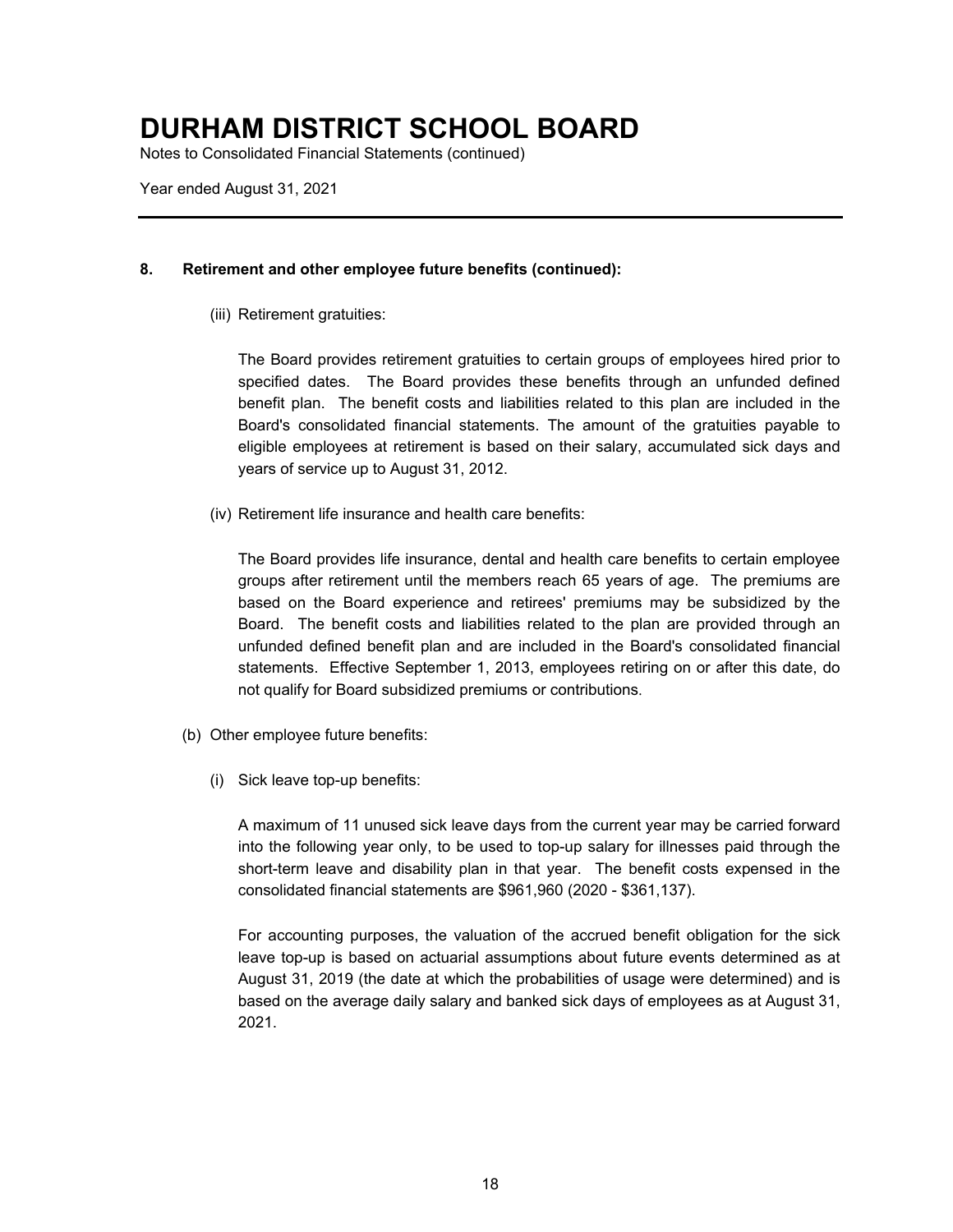# DURHAM DISTRICT SCHOOL BOARD

Notes to Consolidated Financial Statements (continued)

Year ended August 31, 2021

---

**8. Retirement and other employee future benefits (continued):**

(iii) Retirement gratuities:

The Board provides retirement gratuities to certain groups of employees hired prior to specified dates. The Board provides these benefits through an unfunded defined benefit plan. The benefit costs and liabilities related to this plan are included in the Board's consolidated financial statements. The amount of the gratuities payable to eligible employees at retirement is based on their salary, accumulated sick days and years of service up to August 31, 2012.

(iv) Retirement life insurance and health care benefits:

The Board provides life insurance, dental and health care benefits to certain employee groups after retirement until the members reach 65 years of age. The premiums are based on the Board experience and retirees' premiums may be subsidized by the Board. The benefit costs and liabilities related to the plan are provided through an unfunded defined benefit plan and are included in the Board's consolidated financial statements. Effective September 1, 2013, employees retiring on or after this date, do not qualify for Board subsidized premiums or contributions.

(b) Other employee future benefits:

(i) Sick leave top-up benefits:

A maximum of 11 unused sick leave days from the current year may be carried forward into the following year only, to be used to top-up salary for illnesses paid through the short-term leave and disability plan in that year. The benefit costs expensed in the consolidated financial statements are $961,960 (2020 - $361,137).

For accounting purposes, the valuation of the accrued benefit obligation for the sick leave top-up is based on actuarial assumptions about future events determined as at August 31, 2019 (the date at which the probabilities of usage were determined) and is based on the average daily salary and banked sick days of employees as at August 31, 2021.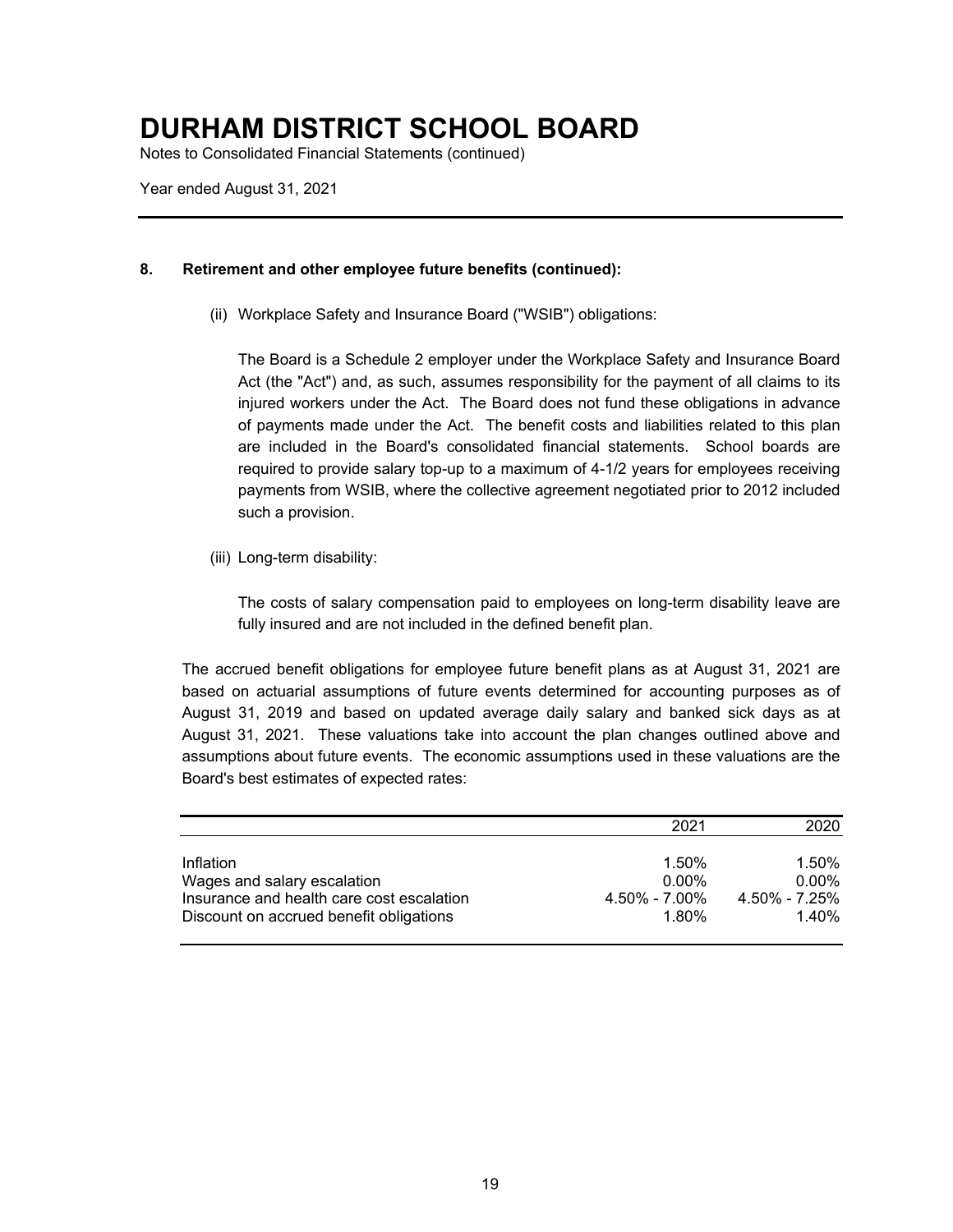# DURHAM DISTRICT SCHOOL BOARD

Notes to Consolidated Financial Statements (continued)

Year ended August 31, 2021

**8. Retirement and other employee future benefits (continued):**

(ii) Workplace Safety and Insurance Board ("WSIB") obligations:

The Board is a Schedule 2 employer under the Workplace Safety and Insurance Board Act (the "Act") and, as such, assumes responsibility for the payment of all claims to its injured workers under the Act. The Board does not fund these obligations in advance of payments made under the Act. The benefit costs and liabilities related to this plan are included in the Board's consolidated financial statements. School boards are required to provide salary top-up to a maximum of 4-1/2 years for employees receiving payments from WSIB, where the collective agreement negotiated prior to 2012 included such a provision.

(iii) Long-term disability:

The costs of salary compensation paid to employees on long-term disability leave are fully insured and are not included in the defined benefit plan.

The accrued benefit obligations for employee future benefit plans as at August 31, 2021 are based on actuarial assumptions of future events determined for accounting purposes as of August 31, 2019 and based on updated average daily salary and banked sick days as at August 31, 2021. These valuations take into account the plan changes outlined above and assumptions about future events. The economic assumptions used in these valuations are the Board's best estimates of expected rates:

| | 2021 | 2020 |
|---|---|---|
| Inflation | 1.50% | 1.50% |
| Wages and salary escalation | 0.00% | 0.00% |
| Insurance and health care cost escalation | 4.50% - 7.00% | 4.50% - 7.25% |
| Discount on accrued benefit obligations | 1.80% | 1.40% |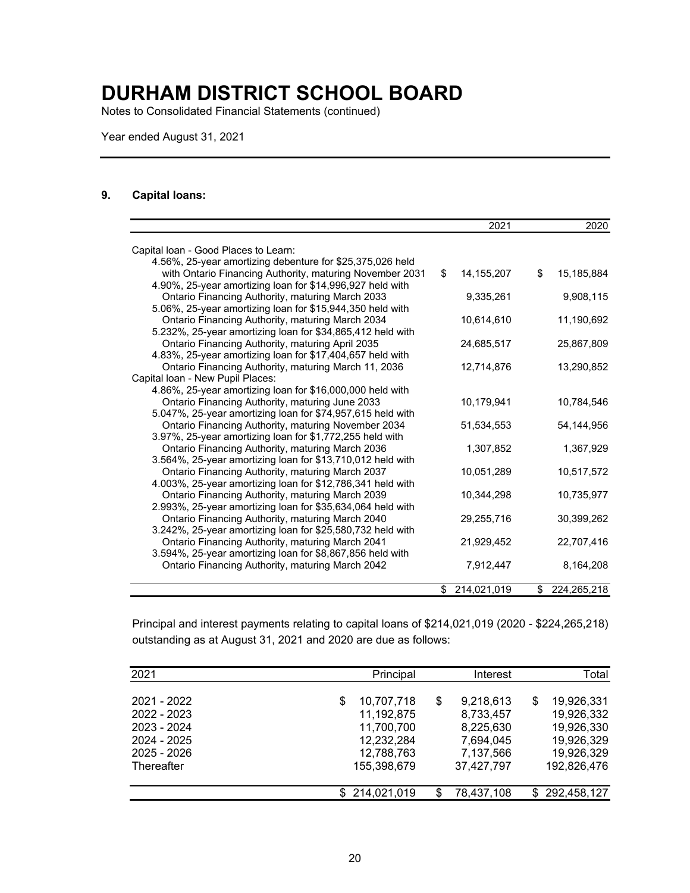# DURHAM DISTRICT SCHOOL BOARD

Notes to Consolidated Financial Statements (continued)

Year ended August 31, 2021

## 9. Capital loans:

| | 2021 | 2020 |
|---|---|---|
| Capital loan - Good Places to Learn: | | |
| 4.56%, 25-year amortizing debenture for $25,375,026 held with Ontario Financing Authority, maturing November 2031 | $ 14,155,207 | $ 15,185,884 |
| 4.90%, 25-year amortizing loan for $14,996,927 held with Ontario Financing Authority, maturing March 2033 | 9,335,261 | 9,908,115 |
| 5.06%, 25-year amortizing loan for $15,944,350 held with Ontario Financing Authority, maturing March 2034 | 10,614,610 | 11,190,692 |
| 5.232%, 25-year amortizing loan for $34,865,412 held with Ontario Financing Authority, maturing April 2035 | 24,685,517 | 25,867,809 |
| 4.83%, 25-year amortizing loan for $17,404,657 held with Ontario Financing Authority, maturing March 11, 2036 | 12,714,876 | 13,290,852 |
| Capital loan - New Pupil Places: | | |
| 4.86%, 25-year amortizing loan for $16,000,000 held with Ontario Financing Authority, maturing June 2033 | 10,179,941 | 10,784,546 |
| 5.047%, 25-year amortizing loan for $74,957,615 held with Ontario Financing Authority, maturing November 2034 | 51,534,553 | 54,144,956 |
| 3.97%, 25-year amortizing loan for $1,772,255 held with Ontario Financing Authority, maturing March 2036 | 1,307,852 | 1,367,929 |
| 3.564%, 25-year amortizing loan for $13,710,012 held with Ontario Financing Authority, maturing March 2037 | 10,051,289 | 10,517,572 |
| 4.003%, 25-year amortizing loan for $12,786,341 held with Ontario Financing Authority, maturing March 2039 | 10,344,298 | 10,735,977 |
| 2.993%, 25-year amortizing loan for $35,634,064 held with Ontario Financing Authority, maturing March 2040 | 29,255,716 | 30,399,262 |
| 3.242%, 25-year amortizing loan for $25,580,732 held with Ontario Financing Authority, maturing March 2041 | 21,929,452 | 22,707,416 |
| 3.594%, 25-year amortizing loan for $8,867,856 held with Ontario Financing Authority, maturing March 2042 | 7,912,447 | 8,164,208 |
| | $ 214,021,019 | $ 224,265,218 |

Principal and interest payments relating to capital loans of $214,021,019 (2020 - $224,265,218) outstanding as at August 31, 2021 and 2020 are due as follows:

| 2021 | Principal | Interest | Total |
|---|---|---|---|
| 2021 - 2022 | $ 10,707,718 | $ 9,218,613 | $ 19,926,331 |
| 2022 - 2023 | 11,192,875 | 8,733,457 | 19,926,332 |
| 2023 - 2024 | 11,700,700 | 8,225,630 | 19,926,330 |
| 2024 - 2025 | 12,232,284 | 7,694,045 | 19,926,329 |
| 2025 - 2026 | 12,788,763 | 7,137,566 | 19,926,329 |
| Thereafter | 155,398,679 | 37,427,797 | 192,826,476 |
| | $ 214,021,019 | $ 78,437,108 | $ 292,458,127 |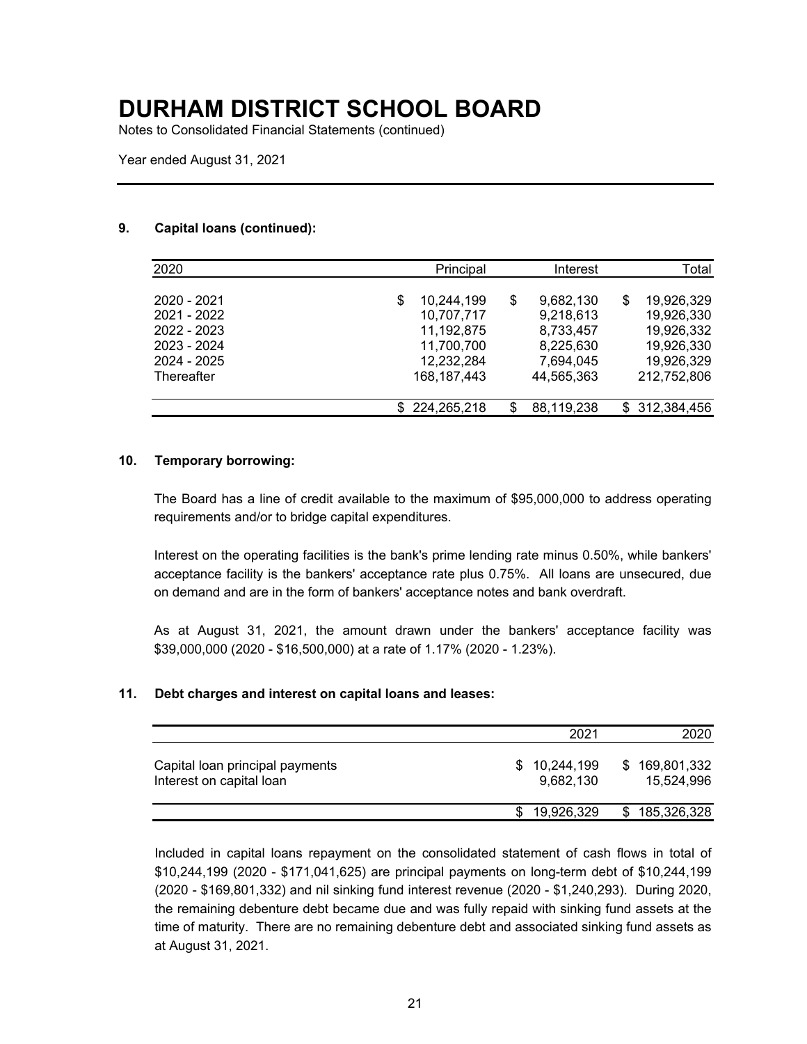# DURHAM DISTRICT SCHOOL BOARD

Notes to Consolidated Financial Statements (continued)

Year ended August 31, 2021

## 9. Capital loans (continued):

| 2020 | Principal | Interest | Total |
|---|---|---|---|
| 2020 - 2021 | $ 10,244,199 | $ 9,682,130 | $ 19,926,329 |
| 2021 - 2022 | 10,707,717 | 9,218,613 | 19,926,330 |
| 2022 - 2023 | 11,192,875 | 8,733,457 | 19,926,332 |
| 2023 - 2024 | 11,700,700 | 8,225,630 | 19,926,330 |
| 2024 - 2025 | 12,232,284 | 7,694,045 | 19,926,329 |
| Thereafter | 168,187,443 | 44,565,363 | 212,752,806 |
| | $ 224,265,218 | $ 88,119,238 | $ 312,384,456 |

## 10. Temporary borrowing:

The Board has a line of credit available to the maximum of $95,000,000 to address operating requirements and/or to bridge capital expenditures.

Interest on the operating facilities is the bank's prime lending rate minus 0.50%, while bankers' acceptance facility is the bankers' acceptance rate plus 0.75%. All loans are unsecured, due on demand and are in the form of bankers' acceptance notes and bank overdraft.

As at August 31, 2021, the amount drawn under the bankers' acceptance facility was $39,000,000 (2020 - $16,500,000) at a rate of 1.17% (2020 - 1.23%).

## 11. Debt charges and interest on capital loans and leases:

| | 2021 | 2020 |
|---|---|---|
| Capital loan principal payments | $ 10,244,199 | $ 169,801,332 |
| Interest on capital loan | 9,682,130 | 15,524,996 |
| | $ 19,926,329 | $ 185,326,328 |

Included in capital loans repayment on the consolidated statement of cash flows in total of $10,244,199 (2020 - $171,041,625) are principal payments on long-term debt of $10,244,199 (2020 - $169,801,332) and nil sinking fund interest revenue (2020 - $1,240,293). During 2020, the remaining debenture debt became due and was fully repaid with sinking fund assets at the time of maturity. There are no remaining debenture debt and associated sinking fund assets as at August 31, 2021.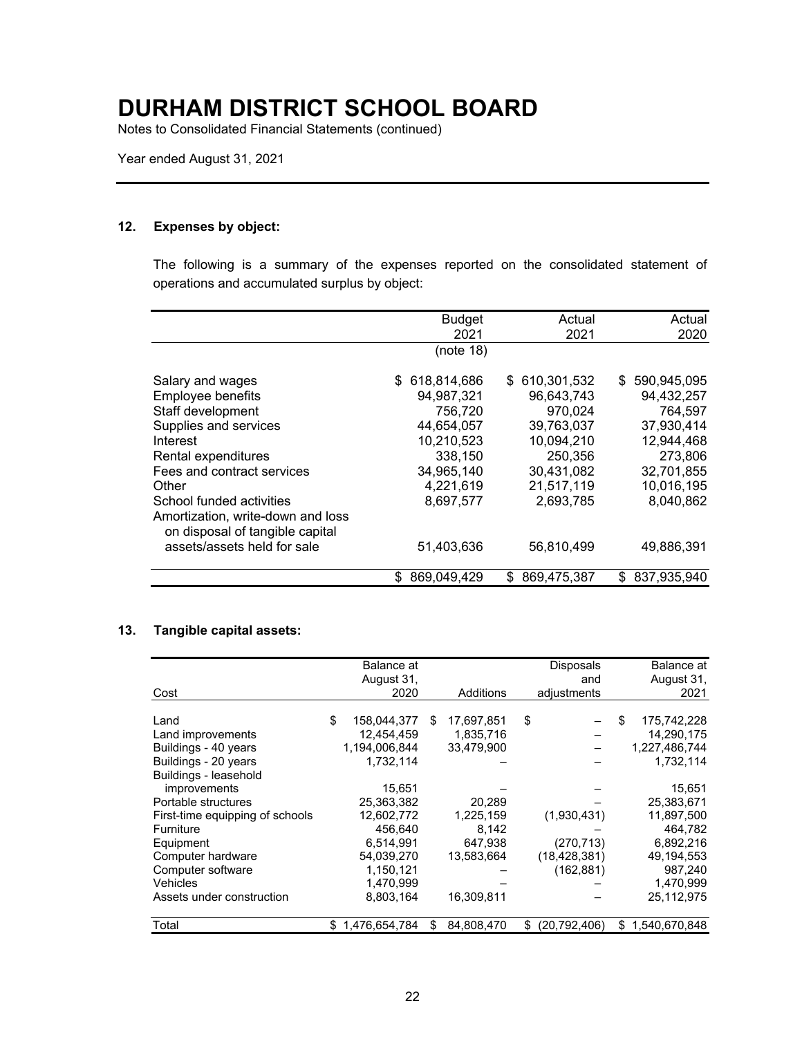# DURHAM DISTRICT SCHOOL BOARD

Notes to Consolidated Financial Statements (continued)

Year ended August 31, 2021

## 12. Expenses by object:

The following is a summary of the expenses reported on the consolidated statement of operations and accumulated surplus by object:

| | Budget 2021 (note 18) | Actual 2021 | Actual 2020 |
|---|---|---|---|
| Salary and wages | $ 618,814,686 | $ 610,301,532 | $ 590,945,095 |
| Employee benefits | 94,987,321 | 96,643,743 | 94,432,257 |
| Staff development | 756,720 | 970,024 | 764,597 |
| Supplies and services | 44,654,057 | 39,763,037 | 37,930,414 |
| Interest | 10,210,523 | 10,094,210 | 12,944,468 |
| Rental expenditures | 338,150 | 250,356 | 273,806 |
| Fees and contract services | 34,965,140 | 30,431,082 | 32,701,855 |
| Other | 4,221,619 | 21,517,119 | 10,016,195 |
| School funded activities | 8,697,577 | 2,693,785 | 8,040,862 |
| Amortization, write-down and loss on disposal of tangible capital assets/assets held for sale | 51,403,636 | 56,810,499 | 49,886,391 |
| | $ 869,049,429 | $ 869,475,387 | $ 837,935,940 |

## 13. Tangible capital assets:

| Cost | Balance at August 31, 2020 | Additions | Disposals and adjustments | Balance at August 31, 2021 |
|---|---|---|---|---|
| Land | $ 158,044,377 | $ 17,697,851 | $ – | $ 175,742,228 |
| Land improvements | 12,454,459 | 1,835,716 | – | 14,290,175 |
| Buildings - 40 years | 1,194,006,844 | 33,479,900 | – | 1,227,486,744 |
| Buildings - 20 years | 1,732,114 | – | – | 1,732,114 |
| Buildings - leasehold improvements | 15,651 | – | – | 15,651 |
| Portable structures | 25,363,382 | 20,289 | – | 25,383,671 |
| First-time equipping of schools | 12,602,772 | 1,225,159 | (1,930,431) | 11,897,500 |
| Furniture | 456,640 | 8,142 | – | 464,782 |
| Equipment | 6,514,991 | 647,938 | (270,713) | 6,892,216 |
| Computer hardware | 54,039,270 | 13,583,664 | (18,428,381) | 49,194,553 |
| Computer software | 1,150,121 | – | (162,881) | 987,240 |
| Vehicles | 1,470,999 | – | – | 1,470,999 |
| Assets under construction | 8,803,164 | 16,309,811 | – | 25,112,975 |
| Total | $ 1,476,654,784 | $ 84,808,470 | $ (20,792,406) | $ 1,540,670,848 |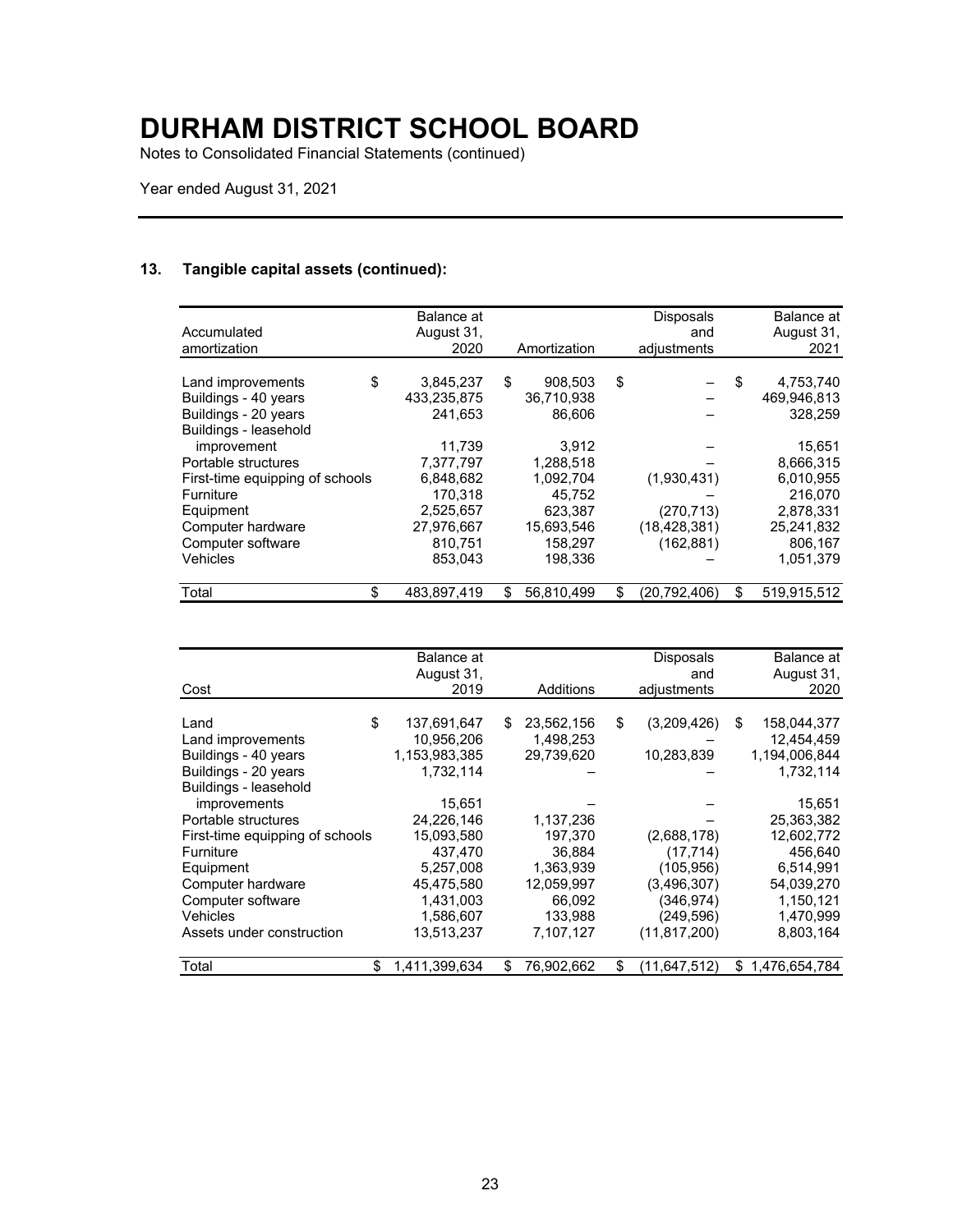# DURHAM DISTRICT SCHOOL BOARD

Notes to Consolidated Financial Statements (continued)

Year ended August 31, 2021

## 13. Tangible capital assets (continued):

| Accumulated amortization | Balance at August 31, 2020 | Amortization | Disposals and adjustments | Balance at August 31, 2021 |
|---|---|---|---|---|
| Land improvements | $ 3,845,237 | $ 908,503 | $ – | $ 4,753,740 |
| Buildings - 40 years | 433,235,875 | 36,710,938 | – | 469,946,813 |
| Buildings - 20 years | 241,653 | 86,606 | – | 328,259 |
| Buildings - leasehold improvement | 11,739 | 3,912 | – | 15,651 |
| Portable structures | 7,377,797 | 1,288,518 | – | 8,666,315 |
| First-time equipping of schools | 6,848,682 | 1,092,704 | (1,930,431) | 6,010,955 |
| Furniture | 170,318 | 45,752 | – | 216,070 |
| Equipment | 2,525,657 | 623,387 | (270,713) | 2,878,331 |
| Computer hardware | 27,976,667 | 15,693,546 | (18,428,381) | 25,241,832 |
| Computer software | 810,751 | 158,297 | (162,881) | 806,167 |
| Vehicles | 853,043 | 198,336 | – | 1,051,379 |
| Total | $ 483,897,419 | $ 56,810,499 | $ (20,792,406) | $ 519,915,512 |

| Cost | Balance at August 31, 2019 | Additions | Disposals and adjustments | Balance at August 31, 2020 |
|---|---|---|---|---|
| Land | $ 137,691,647 | $ 23,562,156 | $ (3,209,426) | $ 158,044,377 |
| Land improvements | 10,956,206 | 1,498,253 | – | 12,454,459 |
| Buildings - 40 years | 1,153,983,385 | 29,739,620 | 10,283,839 | 1,194,006,844 |
| Buildings - 20 years | 1,732,114 | – | – | 1,732,114 |
| Buildings - leasehold improvements | 15,651 | – | – | 15,651 |
| Portable structures | 24,226,146 | 1,137,236 | – | 25,363,382 |
| First-time equipping of schools | 15,093,580 | 197,370 | (2,688,178) | 12,602,772 |
| Furniture | 437,470 | 36,884 | (17,714) | 456,640 |
| Equipment | 5,257,008 | 1,363,939 | (105,956) | 6,514,991 |
| Computer hardware | 45,475,580 | 12,059,997 | (3,496,307) | 54,039,270 |
| Computer software | 1,431,003 | 66,092 | (346,974) | 1,150,121 |
| Vehicles | 1,586,607 | 133,988 | (249,596) | 1,470,999 |
| Assets under construction | 13,513,237 | 7,107,127 | (11,817,200) | 8,803,164 |
| Total | $ 1,411,399,634 | $ 76,902,662 | $ (11,647,512) | $ 1,476,654,784 |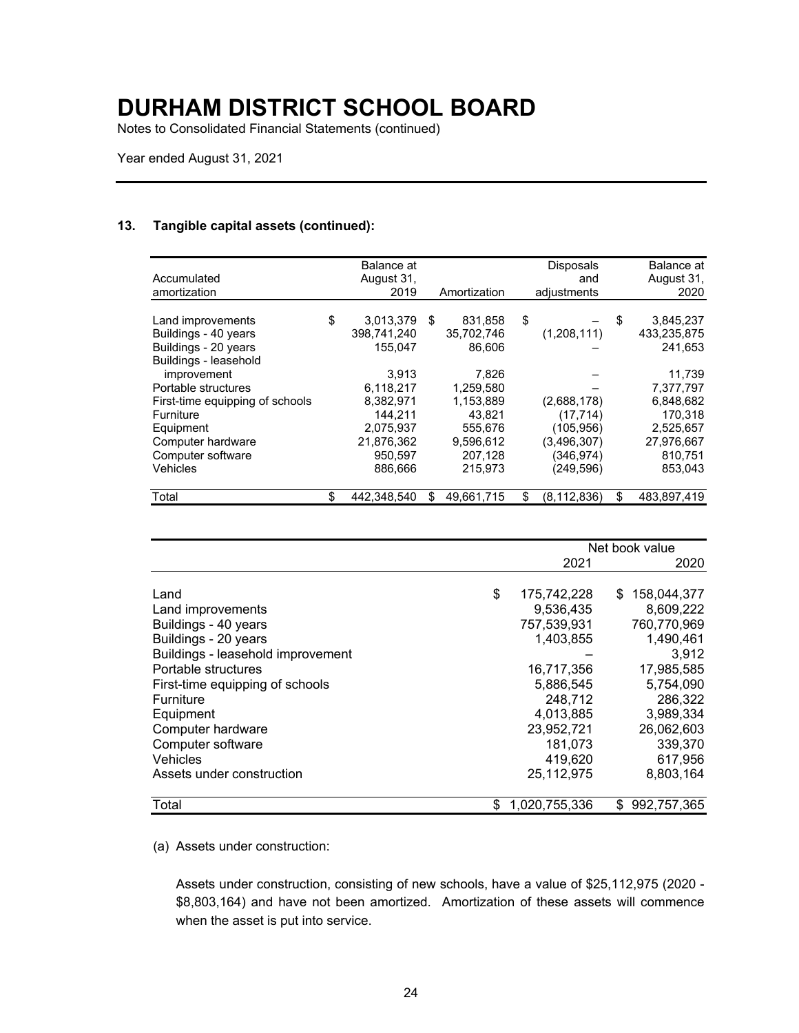# DURHAM DISTRICT SCHOOL BOARD

Notes to Consolidated Financial Statements (continued)

Year ended August 31, 2021

### 13. Tangible capital assets (continued):

| Accumulated amortization | Balance at August 31, 2019 | Amortization | Disposals and adjustments | Balance at August 31, 2020 |
|---|---|---|---|---|
| Land improvements | $ 3,013,379 | $ 831,858 | $ – | $ 3,845,237 |
| Buildings - 40 years | 398,741,240 | 35,702,746 | (1,208,111) | 433,235,875 |
| Buildings - 20 years | 155,047 | 86,606 | – | 241,653 |
| Buildings - leasehold improvement | 3,913 | 7,826 | – | 11,739 |
| Portable structures | 6,118,217 | 1,259,580 | – | 7,377,797 |
| First-time equipping of schools | 8,382,971 | 1,153,889 | (2,688,178) | 6,848,682 |
| Furniture | 144,211 | 43,821 | (17,714) | 170,318 |
| Equipment | 2,075,937 | 555,676 | (105,956) | 2,525,657 |
| Computer hardware | 21,876,362 | 9,596,612 | (3,496,307) | 27,976,667 |
| Computer software | 950,597 | 207,128 | (346,974) | 810,751 |
| Vehicles | 886,666 | 215,973 | (249,596) | 853,043 |
| Total | $ 442,348,540 | $ 49,661,715 | $ (8,112,836) | $ 483,897,419 |

| | Net book value | |
|---|---|---|
| | 2021 | 2020 |
| Land | $ 175,742,228 | $ 158,044,377 |
| Land improvements | 9,536,435 | 8,609,222 |
| Buildings - 40 years | 757,539,931 | 760,770,969 |
| Buildings - 20 years | 1,403,855 | 1,490,461 |
| Buildings - leasehold improvement | – | 3,912 |
| Portable structures | 16,717,356 | 17,985,585 |
| First-time equipping of schools | 5,886,545 | 5,754,090 |
| Furniture | 248,712 | 286,322 |
| Equipment | 4,013,885 | 3,989,334 |
| Computer hardware | 23,952,721 | 26,062,603 |
| Computer software | 181,073 | 339,370 |
| Vehicles | 419,620 | 617,956 |
| Assets under construction | 25,112,975 | 8,803,164 |
| Total | $ 1,020,755,336 | $ 992,757,365 |

(a) Assets under construction:

Assets under construction, consisting of new schools, have a value of $25,112,975 (2020 - $8,803,164) and have not been amortized. Amortization of these assets will commence when the asset is put into service.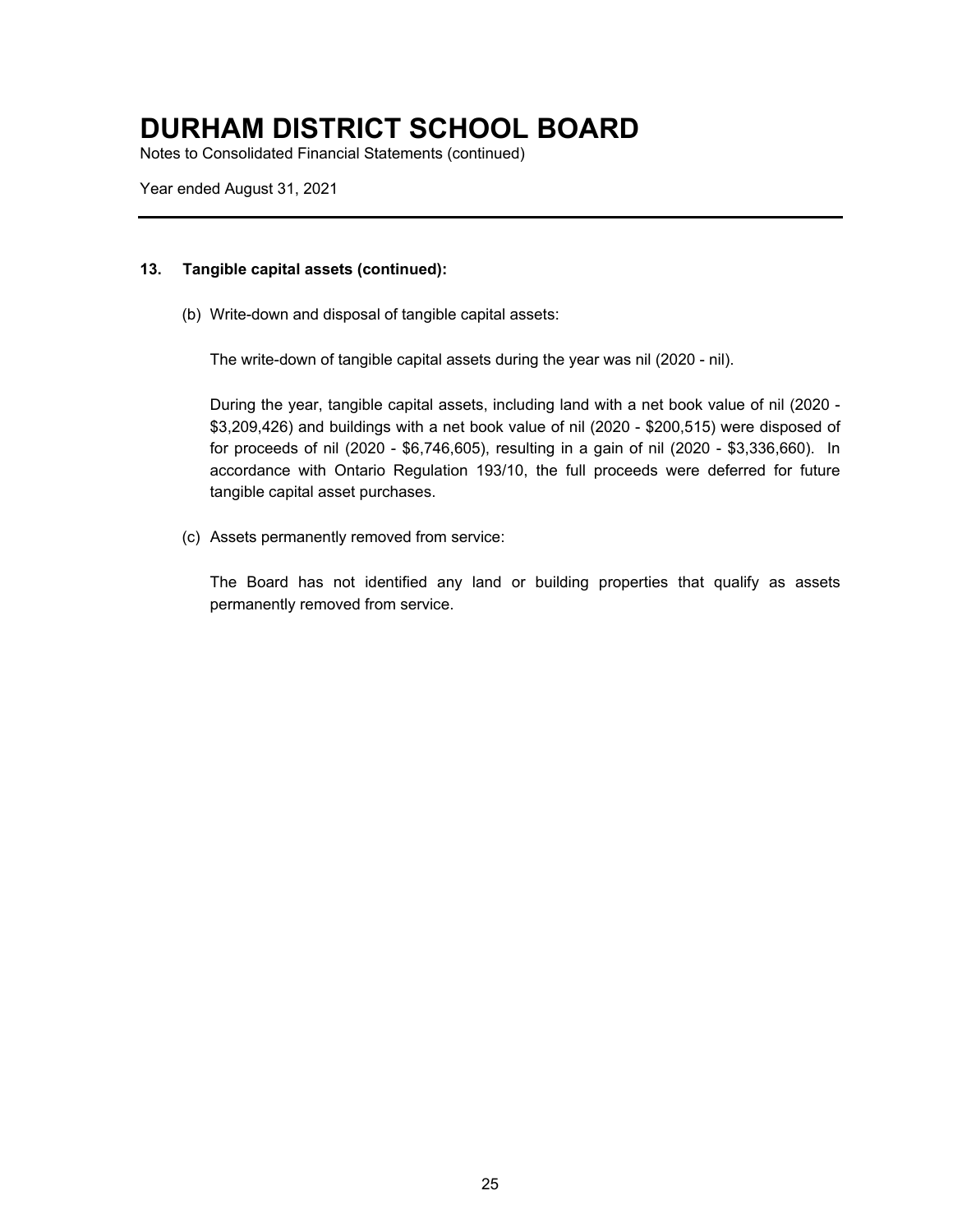# DURHAM DISTRICT SCHOOL BOARD

Notes to Consolidated Financial Statements (continued)

Year ended August 31, 2021

## 13. Tangible capital assets (continued):

(b) Write-down and disposal of tangible capital assets:

The write-down of tangible capital assets during the year was nil (2020 - nil).

During the year, tangible capital assets, including land with a net book value of nil (2020 - $3,209,426) and buildings with a net book value of nil (2020 - $200,515) were disposed of for proceeds of nil (2020 - $6,746,605), resulting in a gain of nil (2020 - $3,336,660). In accordance with Ontario Regulation 193/10, the full proceeds were deferred for future tangible capital asset purchases.

(c) Assets permanently removed from service:

The Board has not identified any land or building properties that qualify as assets permanently removed from service.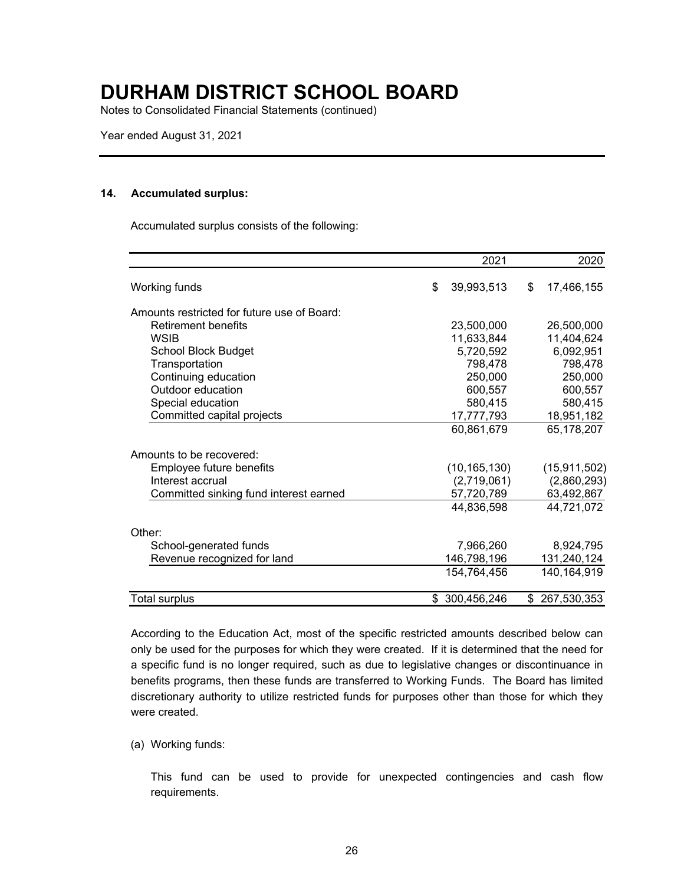# DURHAM DISTRICT SCHOOL BOARD

Notes to Consolidated Financial Statements (continued)

Year ended August 31, 2021

### 14. Accumulated surplus:

Accumulated surplus consists of the following:

| | 2021 | 2020 |
|---|---|---|
| Working funds | $ 39,993,513 | $ 17,466,155 |
| Amounts restricted for future use of Board: | | |
| Retirement benefits | 23,500,000 | 26,500,000 |
| WSIB | 11,633,844 | 11,404,624 |
| School Block Budget | 5,720,592 | 6,092,951 |
| Transportation | 798,478 | 798,478 |
| Continuing education | 250,000 | 250,000 |
| Outdoor education | 600,557 | 600,557 |
| Special education | 580,415 | 580,415 |
| Committed capital projects | 17,777,793 | 18,951,182 |
| | 60,861,679 | 65,178,207 |
| Amounts to be recovered: | | |
| Employee future benefits | (10,165,130) | (15,911,502) |
| Interest accrual | (2,719,061) | (2,860,293) |
| Committed sinking fund interest earned | 57,720,789 | 63,492,867 |
| | 44,836,598 | 44,721,072 |
| Other: | | |
| School-generated funds | 7,966,260 | 8,924,795 |
| Revenue recognized for land | 146,798,196 | 131,240,124 |
| | 154,764,456 | 140,164,919 |
| Total surplus | $ 300,456,246 | $ 267,530,353 |

According to the Education Act, most of the specific restricted amounts described below can only be used for the purposes for which they were created. If it is determined that the need for a specific fund is no longer required, such as due to legislative changes or discontinuance in benefits programs, then these funds are transferred to Working Funds. The Board has limited discretionary authority to utilize restricted funds for purposes other than those for which they were created.

(a) Working funds:

This fund can be used to provide for unexpected contingencies and cash flow requirements.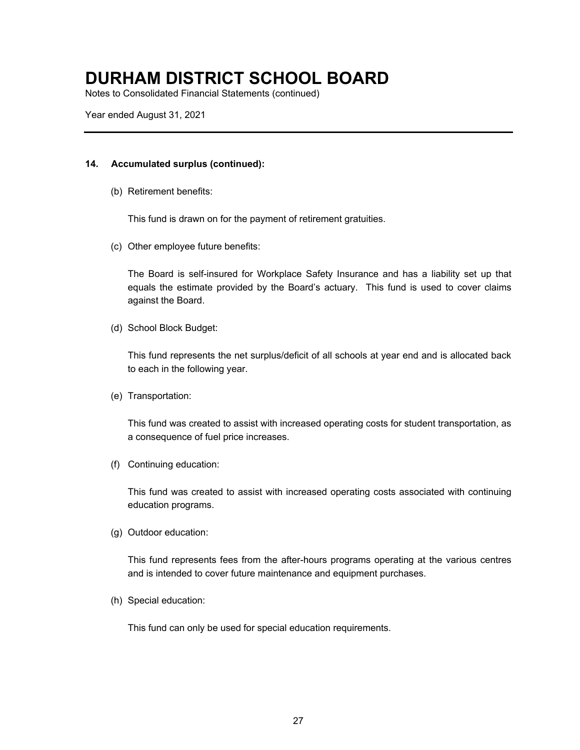# DURHAM DISTRICT SCHOOL BOARD

Notes to Consolidated Financial Statements (continued)

Year ended August 31, 2021

**14. Accumulated surplus (continued):**

(b) Retirement benefits:

This fund is drawn on for the payment of retirement gratuities.

(c) Other employee future benefits:

The Board is self-insured for Workplace Safety Insurance and has a liability set up that equals the estimate provided by the Board's actuary. This fund is used to cover claims against the Board.

(d) School Block Budget:

This fund represents the net surplus/deficit of all schools at year end and is allocated back to each in the following year.

(e) Transportation:

This fund was created to assist with increased operating costs for student transportation, as a consequence of fuel price increases.

(f) Continuing education:

This fund was created to assist with increased operating costs associated with continuing education programs.

(g) Outdoor education:

This fund represents fees from the after-hours programs operating at the various centres and is intended to cover future maintenance and equipment purchases.

(h) Special education:

This fund can only be used for special education requirements.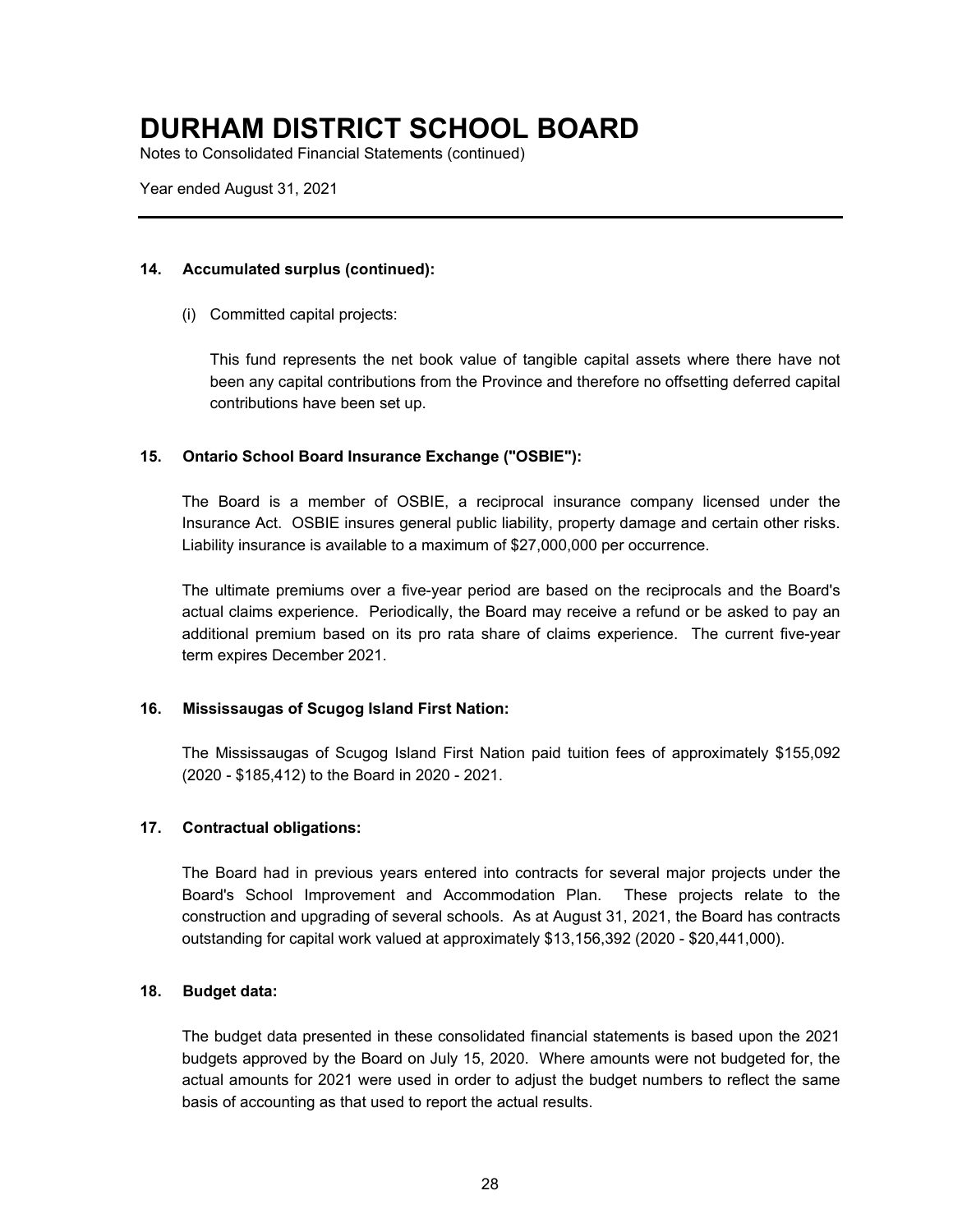# DURHAM DISTRICT SCHOOL BOARD

Notes to Consolidated Financial Statements (continued)

Year ended August 31, 2021

---

**14. Accumulated surplus (continued):**

(i) Committed capital projects:

This fund represents the net book value of tangible capital assets where there have not been any capital contributions from the Province and therefore no offsetting deferred capital contributions have been set up.

**15. Ontario School Board Insurance Exchange ("OSBIE"):**

The Board is a member of OSBIE, a reciprocal insurance company licensed under the Insurance Act. OSBIE insures general public liability, property damage and certain other risks. Liability insurance is available to a maximum of $27,000,000 per occurrence.

The ultimate premiums over a five-year period are based on the reciprocals and the Board's actual claims experience. Periodically, the Board may receive a refund or be asked to pay an additional premium based on its pro rata share of claims experience. The current five-year term expires December 2021.

**16. Mississaugas of Scugog Island First Nation:**

The Mississaugas of Scugog Island First Nation paid tuition fees of approximately $155,092 (2020 - $185,412) to the Board in 2020 - 2021.

**17. Contractual obligations:**

The Board had in previous years entered into contracts for several major projects under the Board's School Improvement and Accommodation Plan. These projects relate to the construction and upgrading of several schools. As at August 31, 2021, the Board has contracts outstanding for capital work valued at approximately $13,156,392 (2020 - $20,441,000).

**18. Budget data:**

The budget data presented in these consolidated financial statements is based upon the 2021 budgets approved by the Board on July 15, 2020. Where amounts were not budgeted for, the actual amounts for 2021 were used in order to adjust the budget numbers to reflect the same basis of accounting as that used to report the actual results.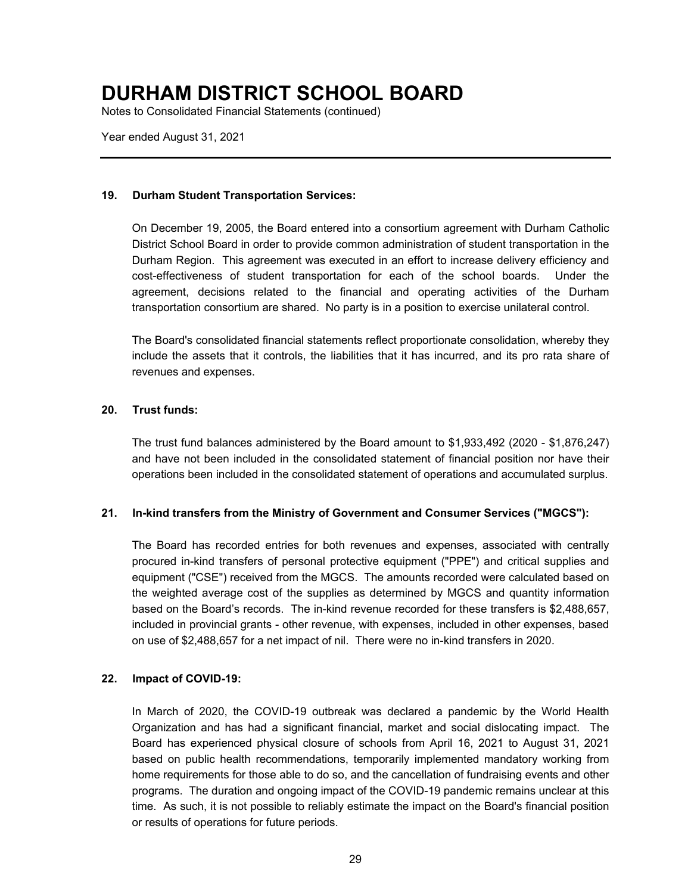# DURHAM DISTRICT SCHOOL BOARD

Notes to Consolidated Financial Statements (continued)

Year ended August 31, 2021

**19. Durham Student Transportation Services:**

On December 19, 2005, the Board entered into a consortium agreement with Durham Catholic District School Board in order to provide common administration of student transportation in the Durham Region. This agreement was executed in an effort to increase delivery efficiency and cost-effectiveness of student transportation for each of the school boards. Under the agreement, decisions related to the financial and operating activities of the Durham transportation consortium are shared. No party is in a position to exercise unilateral control.

The Board's consolidated financial statements reflect proportionate consolidation, whereby they include the assets that it controls, the liabilities that it has incurred, and its pro rata share of revenues and expenses.

**20. Trust funds:**

The trust fund balances administered by the Board amount to $1,933,492 (2020 - $1,876,247) and have not been included in the consolidated statement of financial position nor have their operations been included in the consolidated statement of operations and accumulated surplus.

**21. In-kind transfers from the Ministry of Government and Consumer Services ("MGCS"):**

The Board has recorded entries for both revenues and expenses, associated with centrally procured in-kind transfers of personal protective equipment ("PPE") and critical supplies and equipment ("CSE") received from the MGCS. The amounts recorded were calculated based on the weighted average cost of the supplies as determined by MGCS and quantity information based on the Board's records. The in-kind revenue recorded for these transfers is $2,488,657, included in provincial grants - other revenue, with expenses, included in other expenses, based on use of $2,488,657 for a net impact of nil. There were no in-kind transfers in 2020.

**22. Impact of COVID-19:**

In March of 2020, the COVID-19 outbreak was declared a pandemic by the World Health Organization and has had a significant financial, market and social dislocating impact. The Board has experienced physical closure of schools from April 16, 2021 to August 31, 2021 based on public health recommendations, temporarily implemented mandatory working from home requirements for those able to do so, and the cancellation of fundraising events and other programs. The duration and ongoing impact of the COVID-19 pandemic remains unclear at this time. As such, it is not possible to reliably estimate the impact on the Board's financial position or results of operations for future periods.